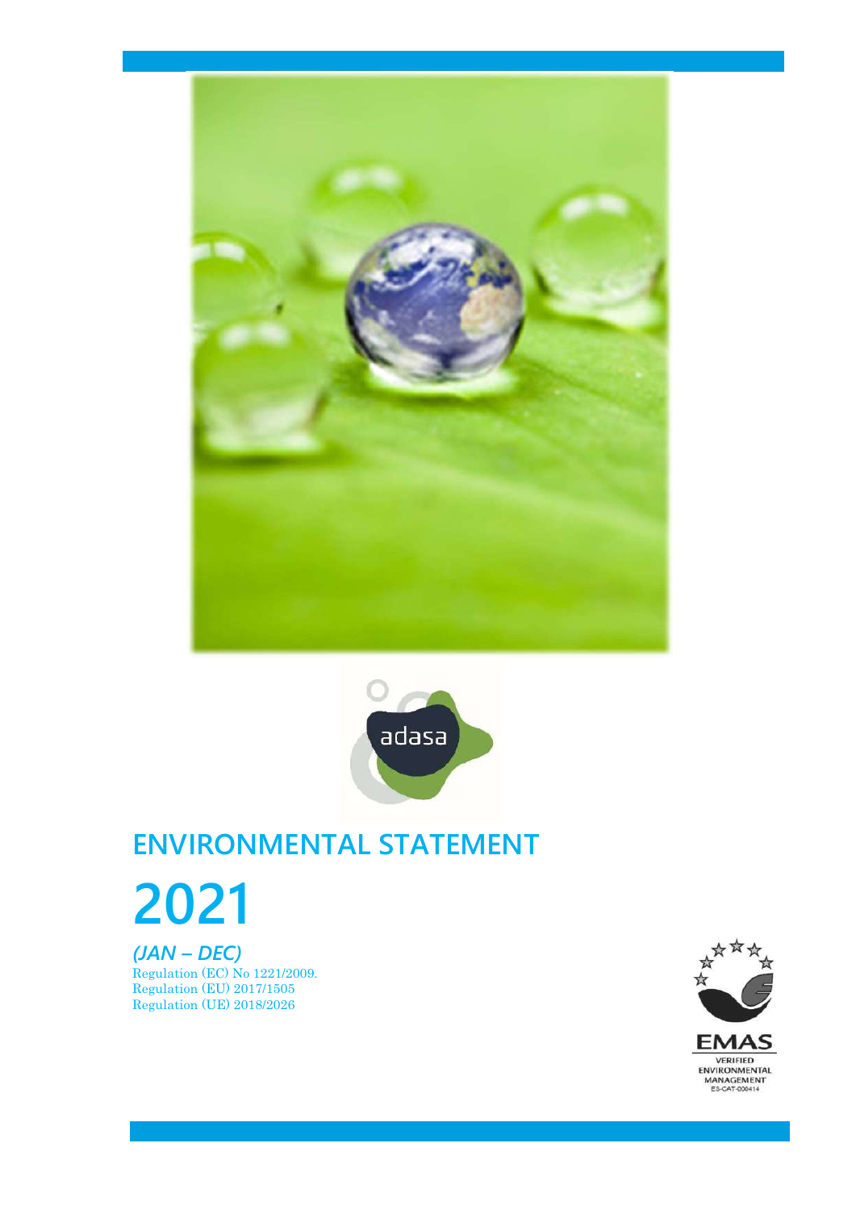adasa

# ENVIRONMENTAL STATEMENT

# 2021

*(JAN – DEC)*

Regulation (EC) No 1221/2009.
Regulation (EU) 2017/1505
Regulation (UE) 2018/2026

EMAS
VERIFIED ENVIRONMENTAL MANAGEMENT
ES-CAT-000414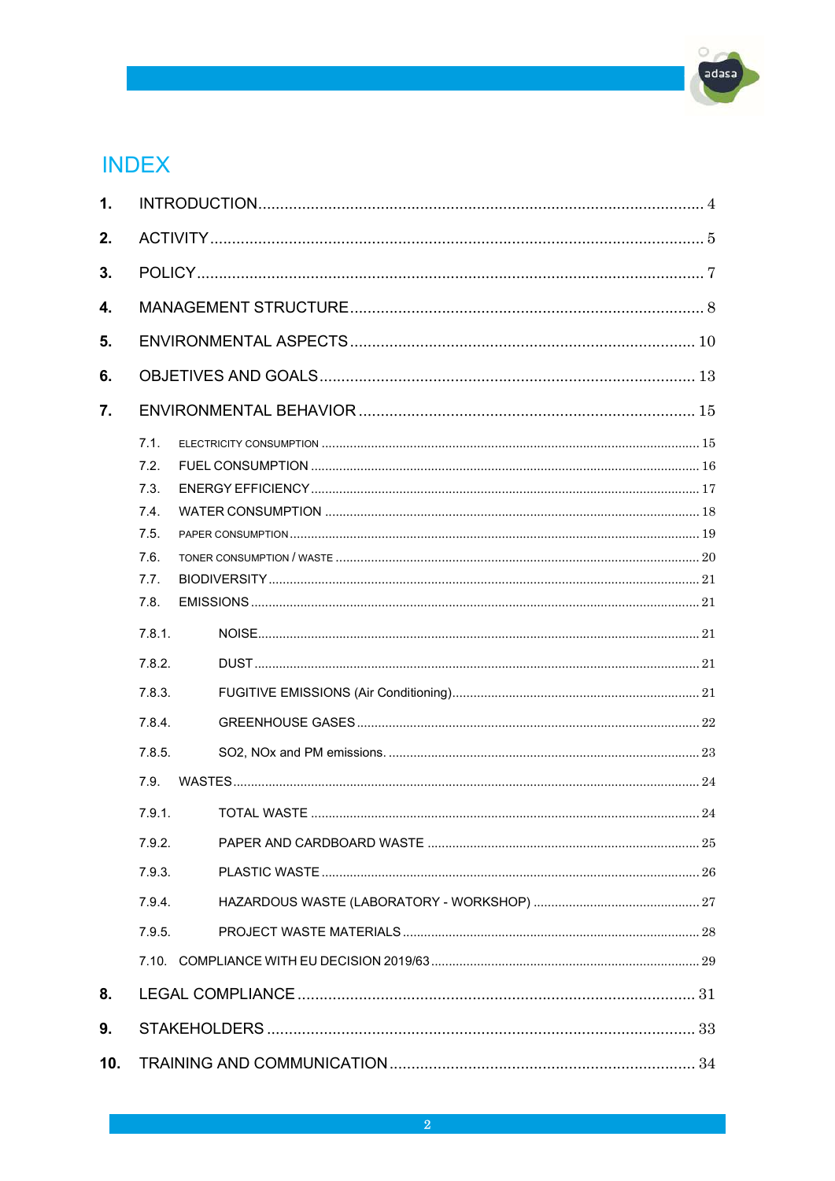# INDEX

1. INTRODUCTION ..... 4
2. ACTIVITY ..... 5
3. POLICY ..... 7
4. MANAGEMENT STRUCTURE ..... 8
5. ENVIRONMENTAL ASPECTS ..... 10
6. OBJETIVES AND GOALS ..... 13
7. ENVIRONMENTAL BEHAVIOR ..... 15
   - 7.1. ELECTRICITY CONSUMPTION ..... 15
   - 7.2. FUEL CONSUMPTION ..... 16
   - 7.3. ENERGY EFFICIENCY ..... 17
   - 7.4. WATER CONSUMPTION ..... 18
   - 7.5. PAPER CONSUMPTION ..... 19
   - 7.6. TONER CONSUMPTION / WASTE ..... 20
   - 7.7. BIODIVERSITY ..... 21
   - 7.8. EMISSIONS ..... 21
     - 7.8.1. NOISE ..... 21
     - 7.8.2. DUST ..... 21
     - 7.8.3. FUGITIVE EMISSIONS (Air Conditioning) ..... 21
     - 7.8.4. GREENHOUSE GASES ..... 22
     - 7.8.5. SO2, NOx and PM emissions. ..... 23
   - 7.9. WASTES ..... 24
     - 7.9.1. TOTAL WASTE ..... 24
     - 7.9.2. PAPER AND CARDBOARD WASTE ..... 25
     - 7.9.3. PLASTIC WASTE ..... 26
     - 7.9.4. HAZARDOUS WASTE (LABORATORY - WORKSHOP) ..... 27
     - 7.9.5. PROJECT WASTE MATERIALS ..... 28
   - 7.10. COMPLIANCE WITH EU DECISION 2019/63 ..... 29
8. LEGAL COMPLIANCE ..... 31
9. STAKEHOLDERS ..... 33
10. TRAINING AND COMMUNICATION ..... 34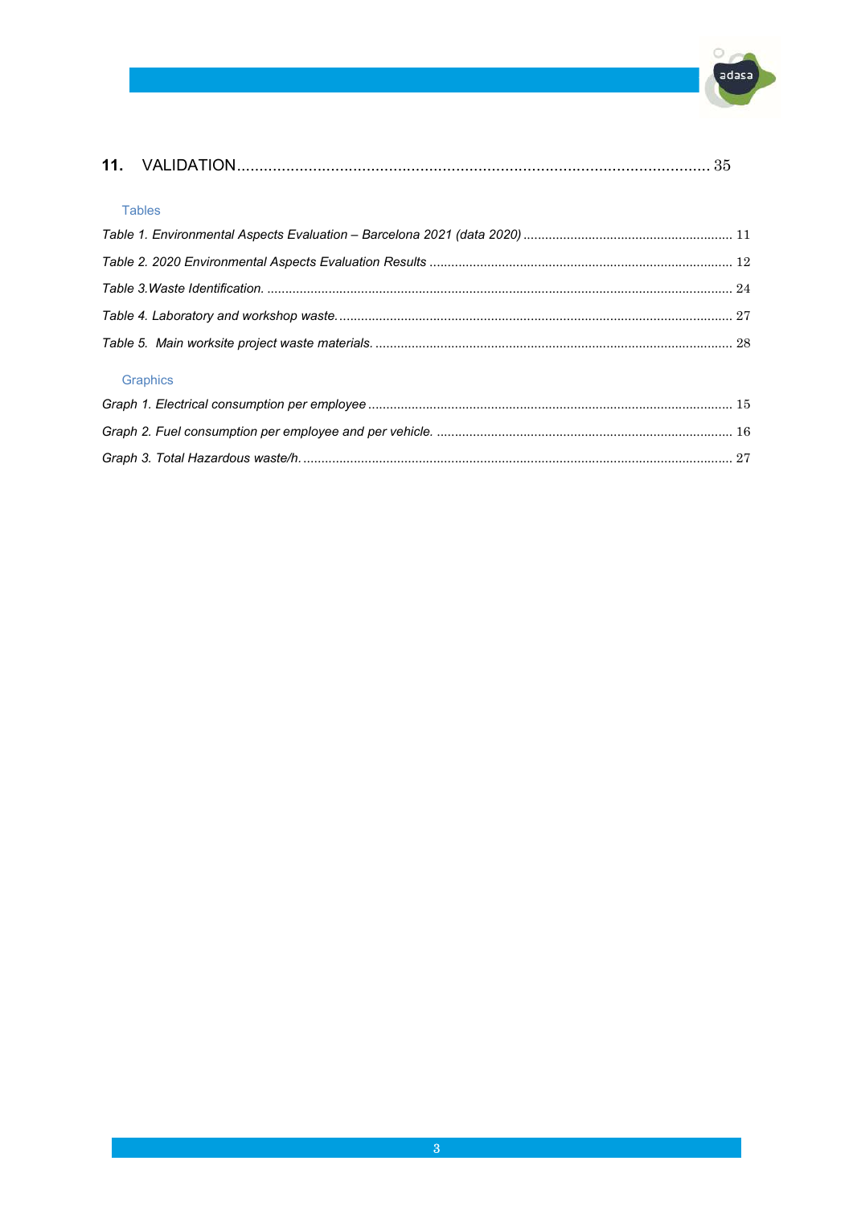**11. VALIDATION** ........................................................................................................ 35

Tables

*Table 1. Environmental Aspects Evaluation – Barcelona 2021 (data 2020)* ........................................................ 11

*Table 2. 2020 Environmental Aspects Evaluation Results* .................................................................................. 12

*Table 3.Waste Identification.* .............................................................................................................................. 24

*Table 4. Laboratory and workshop waste.* ........................................................................................................... 27

*Table 5. Main worksite project waste materials.* ................................................................................................. 28

Graphics

*Graph 1. Electrical consumption per employee* ................................................................................................... 15

*Graph 2. Fuel consumption per employee and per vehicle.* ................................................................................ 16

*Graph 3. Total Hazardous waste/h.* ..................................................................................................................... 27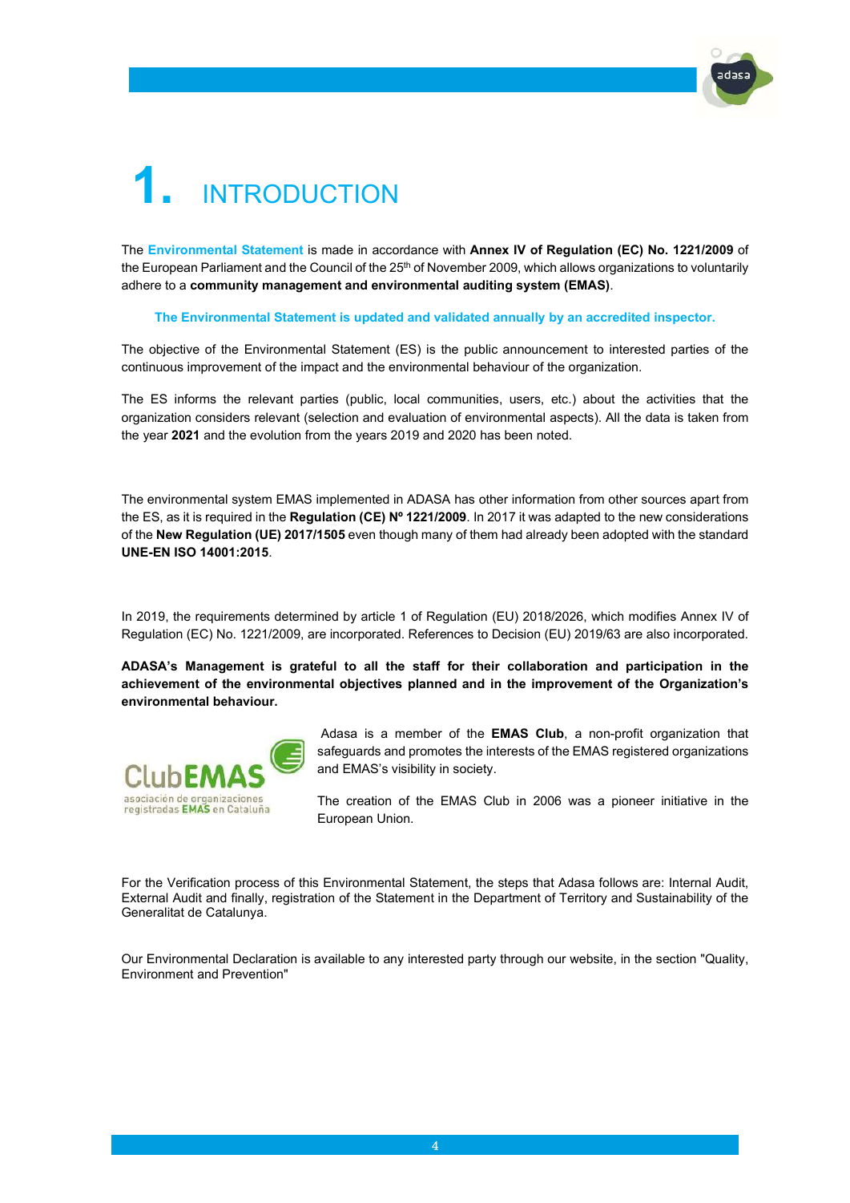# 1. INTRODUCTION

The **Environmental Statement** is made in accordance with **Annex IV of Regulation (EC) No. 1221/2009** of the European Parliament and the Council of the 25th of November 2009, which allows organizations to voluntarily adhere to a **community management and environmental auditing system (EMAS)**.

**The Environmental Statement is updated and validated annually by an accredited inspector.**

The objective of the Environmental Statement (ES) is the public announcement to interested parties of the continuous improvement of the impact and the environmental behaviour of the organization.

The ES informs the relevant parties (public, local communities, users, etc.) about the activities that the organization considers relevant (selection and evaluation of environmental aspects). All the data is taken from the year **2021** and the evolution from the years 2019 and 2020 has been noted.

The environmental system EMAS implemented in ADASA has other information from other sources apart from the ES, as it is required in the **Regulation (CE) Nº 1221/2009**. In 2017 it was adapted to the new considerations of the **New Regulation (UE) 2017/1505** even though many of them had already been adopted with the standard **UNE-EN ISO 14001:2015**.

In 2019, the requirements determined by article 1 of Regulation (EU) 2018/2026, which modifies Annex IV of Regulation (EC) No. 1221/2009, are incorporated. References to Decision (EU) 2019/63 are also incorporated.

**ADASA's Management is grateful to all the staff for their collaboration and participation in the achievement of the environmental objectives planned and in the improvement of the Organization's environmental behaviour.**

ClubEMAS
asociación de organizaciones registradas EMAS en Cataluña

Adasa is a member of the **EMAS Club**, a non-profit organization that safeguards and promotes the interests of the EMAS registered organizations and EMAS's visibility in society.

The creation of the EMAS Club in 2006 was a pioneer initiative in the European Union.

For the Verification process of this Environmental Statement, the steps that Adasa follows are: Internal Audit, External Audit and finally, registration of the Statement in the Department of Territory and Sustainability of the Generalitat de Catalunya.

Our Environmental Declaration is available to any interested party through our website, in the section "Quality, Environment and Prevention"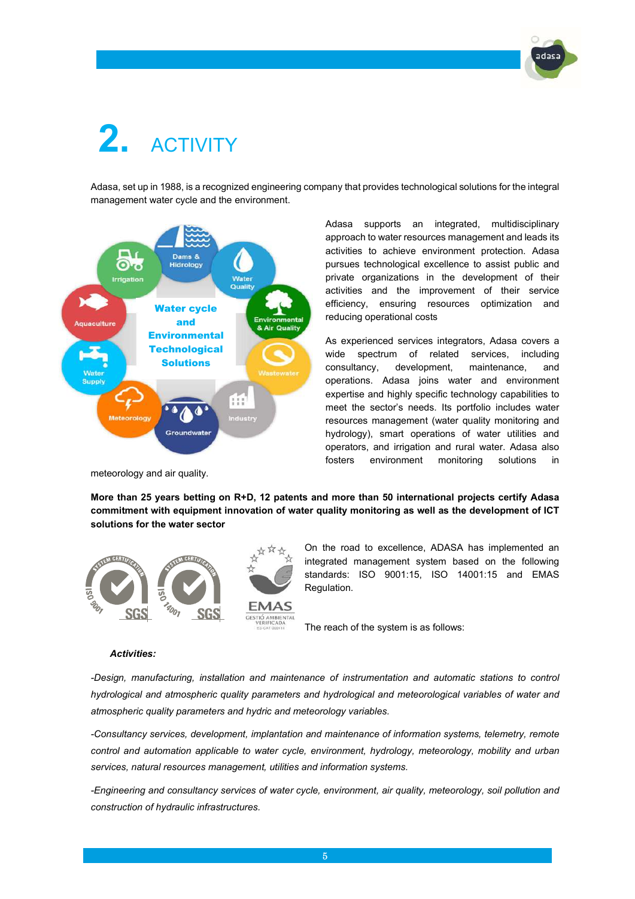# 2. ACTIVITY

Adasa, set up in 1988, is a recognized engineering company that provides technological solutions for the integral management water cycle and the environment.

Water cycle and Environmental Technological Solutions

Dams & Hidrology

Water Quality

Environmental & Air Quality

Wastewater

Industry

Groundwater

Meteorology

Water Supply

Aquaculture

Irrigation

Adasa supports an integrated, multidisciplinary approach to water resources management and leads its activities to achieve environment protection. Adasa pursues technological excellence to assist public and private organizations in the development of their activities and the improvement of their service efficiency, ensuring resources optimization and reducing operational costs

As experienced services integrators, Adasa covers a wide spectrum of related services, including consultancy, development, maintenance, and operations. Adasa joins water and environment expertise and highly specific technology capabilities to meet the sector's needs. Its portfolio includes water resources management (water quality monitoring and hydrology), smart operations of water utilities and operators, and irrigation and rural water. Adasa also fosters environment monitoring solutions in meteorology and air quality.

**More than 25 years betting on R+D, 12 patents and more than 50 international projects certify Adasa commitment with equipment innovation of water quality monitoring as well as the development of ICT solutions for the water sector**

On the road to excellence, ADASA has implemented an integrated management system based on the following standards: ISO 9001:15, ISO 14001:15 and EMAS Regulation.

The reach of the system is as follows:

***Activities:***

*-Design, manufacturing, installation and maintenance of instrumentation and automatic stations to control hydrological and atmospheric quality parameters and hydrological and meteorological variables of water and atmospheric quality parameters and hydric and meteorology variables.*

*-Consultancy services, development, implantation and maintenance of information systems, telemetry, remote control and automation applicable to water cycle, environment, hydrology, meteorology, mobility and urban services, natural resources management, utilities and information systems.*

*-Engineering and consultancy services of water cycle, environment, air quality, meteorology, soil pollution and construction of hydraulic infrastructures.*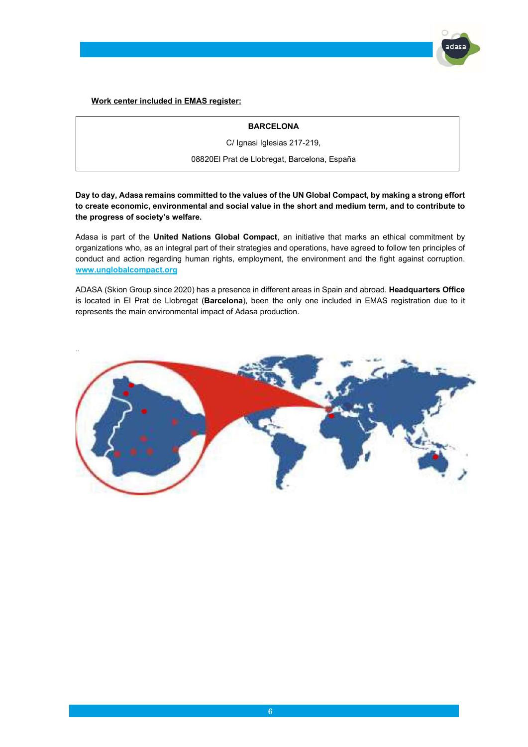**Work center included in EMAS register:**

| **BARCELONA** |
|---|
| C/ Ignasi Iglesias 217-219, |
| 08820El Prat de Llobregat, Barcelona, España |

**Day to day, Adasa remains committed to the values of the UN Global Compact, by making a strong effort to create economic, environmental and social value in the short and medium term, and to contribute to the progress of society's welfare.**

Adasa is part of the **United Nations Global Compact**, an initiative that marks an ethical commitment by organizations who, as an integral part of their strategies and operations, have agreed to follow ten principles of conduct and action regarding human rights, employment, the environment and the fight against corruption. [www.unglobalcompact.org](http://www.unglobalcompact.org)

ADASA (Skion Group since 2020) has a presence in different areas in Spain and abroad. **Headquarters Office** is located in El Prat de Llobregat (**Barcelona**), been the only one included in EMAS registration due to it represents the main environmental impact of Adasa production.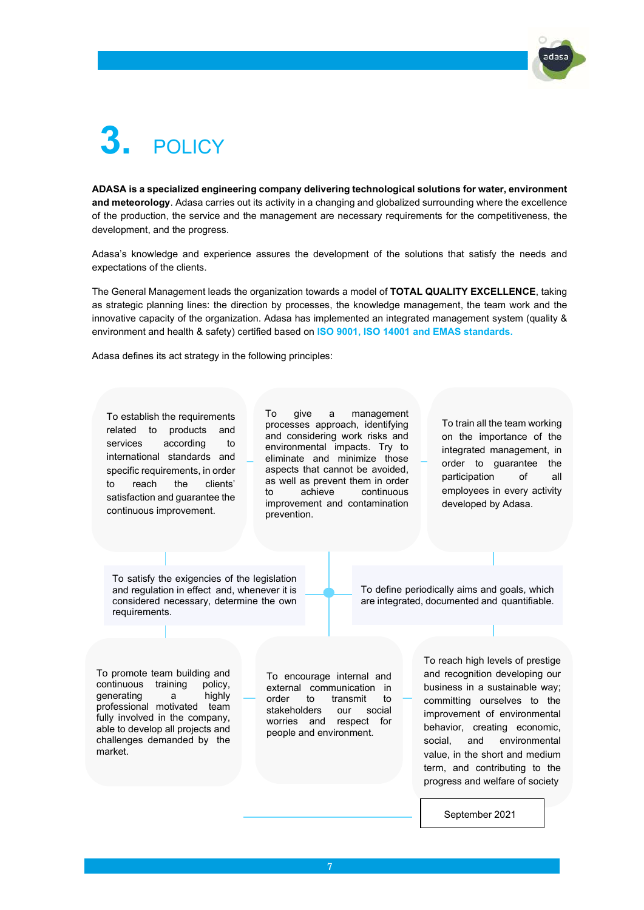# 3. POLICY

**ADASA is a specialized engineering company delivering technological solutions for water, environment and meteorology**. Adasa carries out its activity in a changing and globalized surrounding where the excellence of the production, the service and the management are necessary requirements for the competitiveness, the development, and the progress.

Adasa's knowledge and experience assures the development of the solutions that satisfy the needs and expectations of the clients.

The General Management leads the organization towards a model of **TOTAL QUALITY EXCELLENCE**, taking as strategic planning lines: the direction by processes, the knowledge management, the team work and the innovative capacity of the organization. Adasa has implemented an integrated management system (quality & environment and health & safety) certified based on **ISO 9001, ISO 14001 and EMAS standards.**

Adasa defines its act strategy in the following principles:

To establish the requirements related to products and services according to international standards and specific requirements, in order to reach the clients' satisfaction and guarantee the continuous improvement.

To give a management processes approach, identifying and considering work risks and environmental impacts. Try to eliminate and minimize those aspects that cannot be avoided, as well as prevent them in order to achieve continuous improvement and contamination prevention.

To train all the team working on the importance of the integrated management, in order to guarantee the participation of all employees in every activity developed by Adasa.

To satisfy the exigencies of the legislation and regulation in effect and, whenever it is considered necessary, determine the own requirements.

To define periodically aims and goals, which are integrated, documented and quantifiable.

To promote team building and continuous training policy, generating a highly professional motivated team fully involved in the company, able to develop all projects and challenges demanded by the market.

To encourage internal and external communication in order to transmit to stakeholders our social worries and respect for people and environment.

To reach high levels of prestige and recognition developing our business in a sustainable way; committing ourselves to the improvement of environmental behavior, creating economic, social, and environmental value, in the short and medium term, and contributing to the progress and welfare of society

September 2021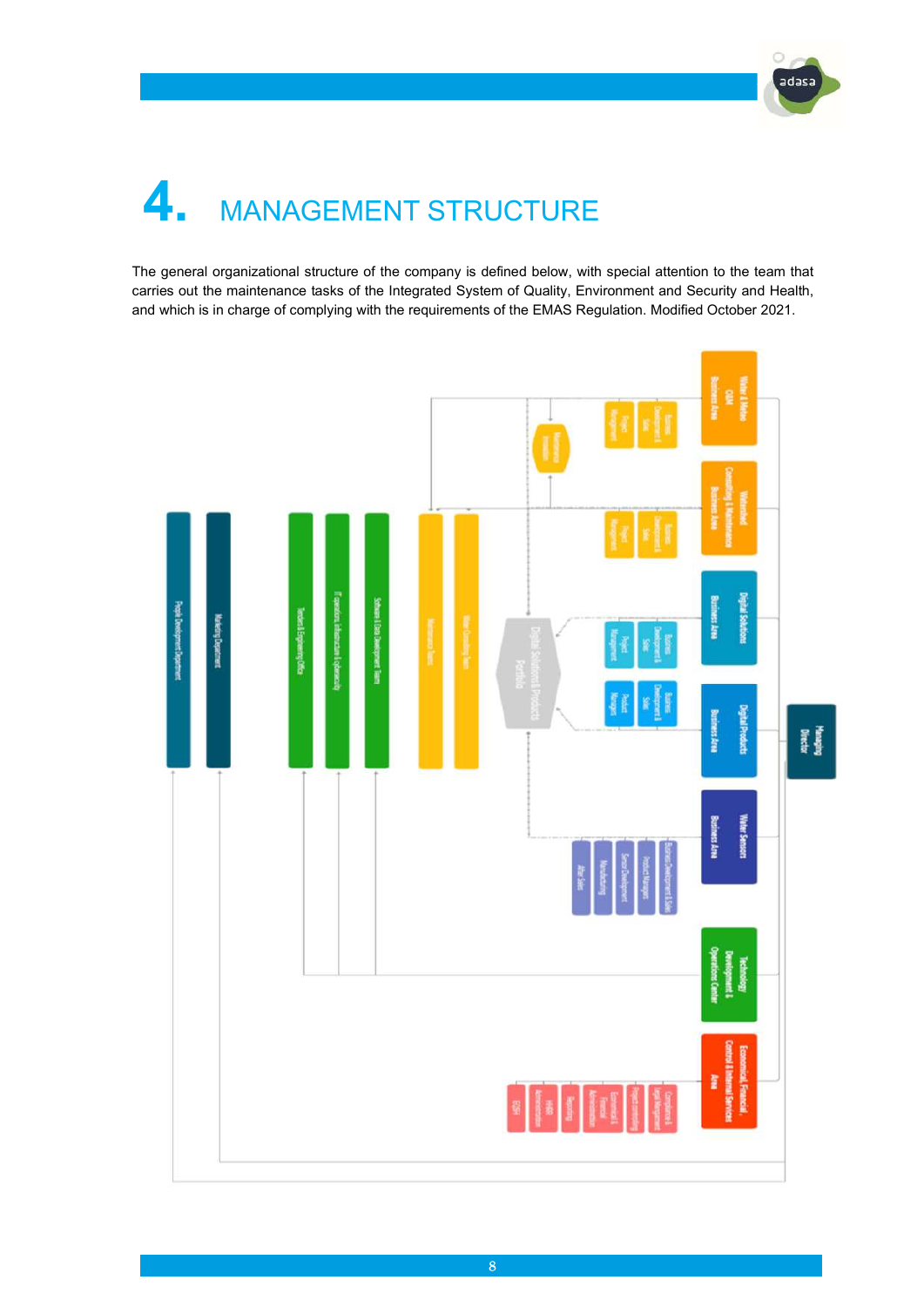# 4. MANAGEMENT STRUCTURE

The general organizational structure of the company is defined below, with special attention to the team that carries out the maintenance tasks of the Integrated System of Quality, Environment and Security and Health, and which is in charge of complying with the requirements of the EMAS Regulation. Modified October 2021.

Managing Director

Water & Meter O&M Business Area

Business Development & Sales

Project Management

Maintenance Innovation

Watershed Consulting & Maintenance Business Area

Business Development & Sales

Project Management

Digital Solutions Business Area

Business Development & Sales

Project Management

Digital Solutions & Products Portfolio

Digital Products Business Area

Business Development & Sales

Product Managers

Water Sensors Business Area

Business Development & Sales

Product Managers

Sensor Development

Manufacturing

After Sales

Technology Development & Operations Center

Economical, Financial, Control & Internal Services Area

Compliance & Legal Management

Project accounting

Economical & Financial Administration

Reporting

HHRR Administration

EQSH

People Development Department

Marketing Department

Tenders & Engineering Office

IT operations, infrastructure & cybersecurity

Software & Data Development Team

Maintenance Team

Water Consulting Team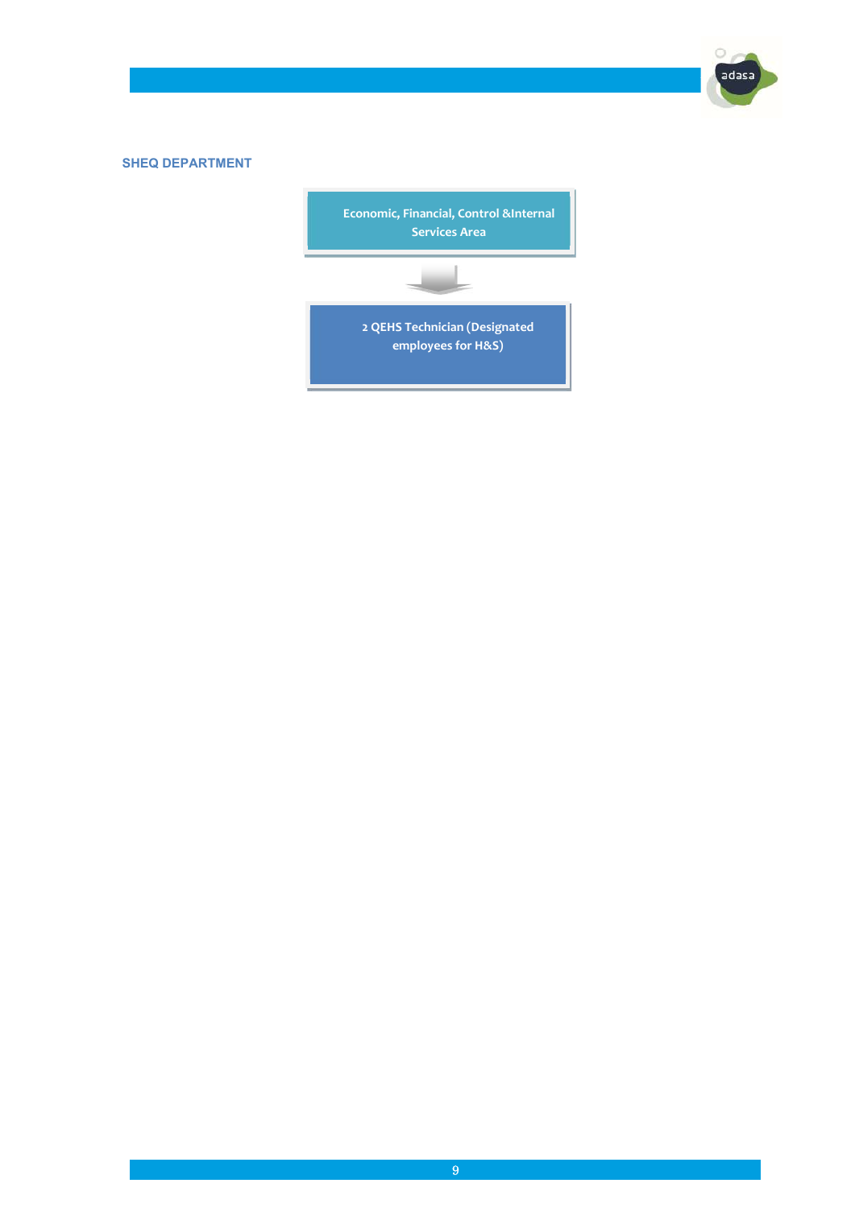### SHEQ DEPARTMENT

Economic, Financial, Control &Internal Services Area

2 QEHS Technician (Designated employees for H&S)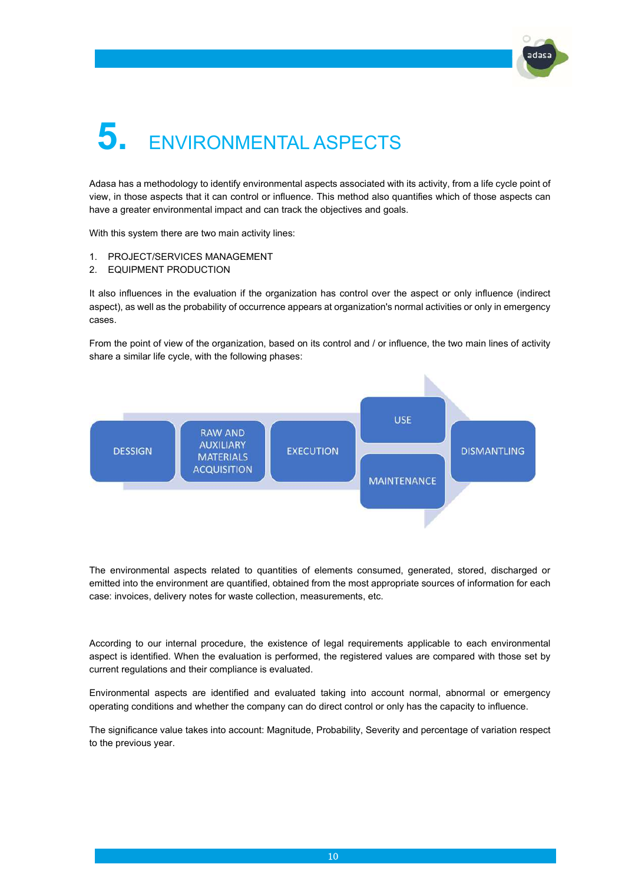# 5. ENVIRONMENTAL ASPECTS

Adasa has a methodology to identify environmental aspects associated with its activity, from a life cycle point of view, in those aspects that it can control or influence. This method also quantifies which of those aspects can have a greater environmental impact and can track the objectives and goals.

With this system there are two main activity lines:

1. PROJECT/SERVICES MANAGEMENT
2. EQUIPMENT PRODUCTION

It also influences in the evaluation if the organization has control over the aspect or only influence (indirect aspect), as well as the probability of occurrence appears at organization's normal activities or only in emergency cases.

From the point of view of the organization, based on its control and / or influence, the two main lines of activity share a similar life cycle, with the following phases:

DESSIGN

RAW AND AUXILIARY MATERIALS ACQUISITION

EXECUTION

USE

MAINTENANCE

DISMANTLING

The environmental aspects related to quantities of elements consumed, generated, stored, discharged or emitted into the environment are quantified, obtained from the most appropriate sources of information for each case: invoices, delivery notes for waste collection, measurements, etc.

According to our internal procedure, the existence of legal requirements applicable to each environmental aspect is identified. When the evaluation is performed, the registered values are compared with those set by current regulations and their compliance is evaluated.

Environmental aspects are identified and evaluated taking into account normal, abnormal or emergency operating conditions and whether the company can do direct control or only has the capacity to influence.

The significance value takes into account: Magnitude, Probability, Severity and percentage of variation respect to the previous year.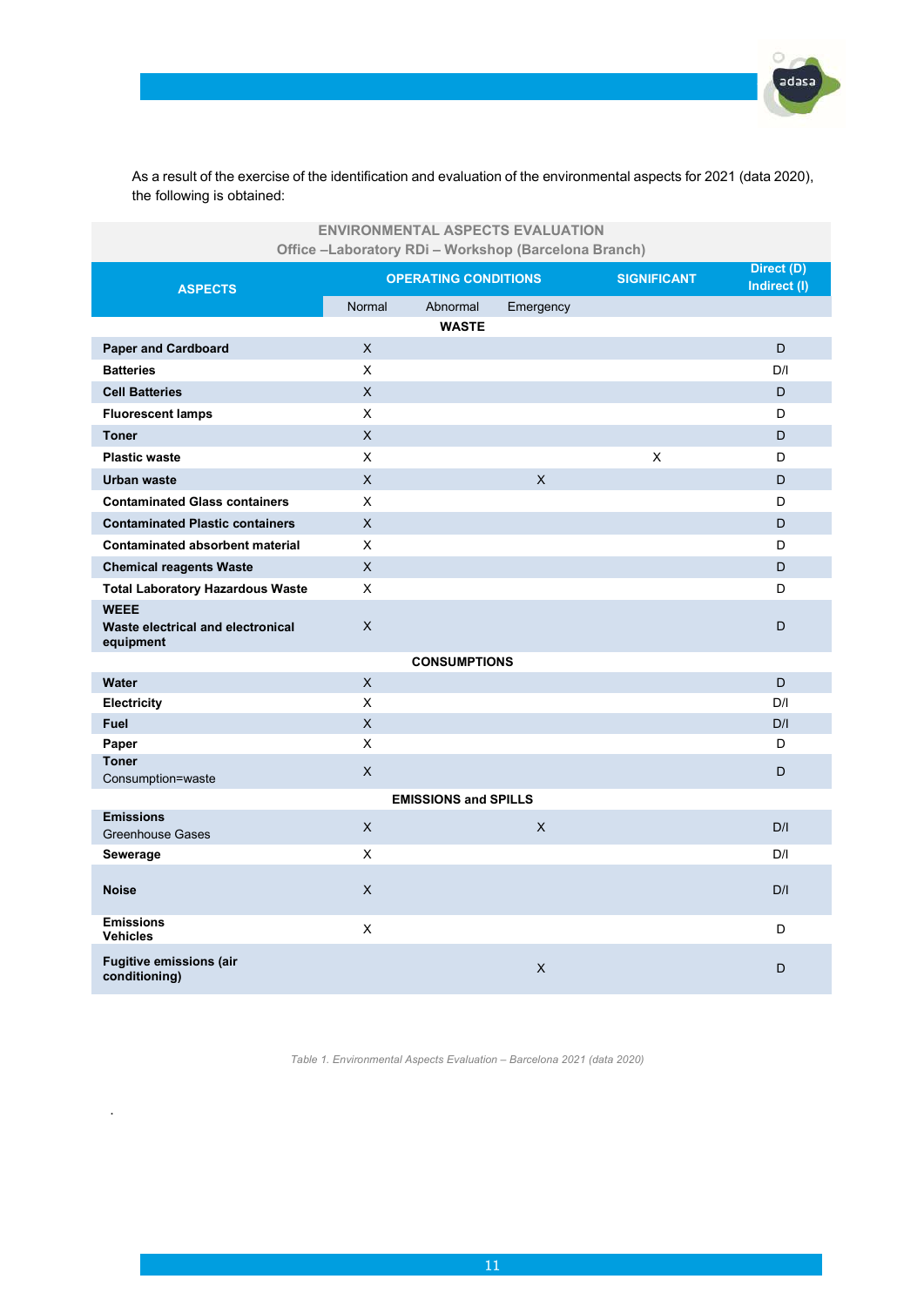As a result of the exercise of the identification and evaluation of the environmental aspects for 2021 (data 2020), the following is obtained:

**ENVIRONMENTAL ASPECTS EVALUATION**
**Office –Laboratory RDi – Workshop (Barcelona Branch)**

| ASPECTS | OPERATING CONDITIONS | | | SIGNIFICANT | Direct (D) Indirect (I) |
|---|---|---|---|---|---|
| | Normal | Abnormal | Emergency | | |
| | | **WASTE** | | | |
| **Paper and Cardboard** | X | | | | D |
| **Batteries** | X | | | | D/I |
| **Cell Batteries** | X | | | | D |
| **Fluorescent lamps** | X | | | | D |
| **Toner** | X | | | | D |
| **Plastic waste** | X | | | X | D |
| **Urban waste** | X | | X | | D |
| **Contaminated Glass containers** | X | | | | D |
| **Contaminated Plastic containers** | X | | | | D |
| **Contaminated absorbent material** | X | | | | D |
| **Chemical reagents Waste** | X | | | | D |
| **Total Laboratory Hazardous Waste** | X | | | | D |
| **WEEE** **Waste electrical and electronical equipment** | X | | | | D |
| | | **CONSUMPTIONS** | | | |
| **Water** | X | | | | D |
| **Electricity** | X | | | | D/I |
| **Fuel** | X | | | | D/I |
| **Paper** | X | | | | D |
| **Toner** Consumption=waste | X | | | | D |
| | | **EMISSIONS and SPILLS** | | | |
| **Emissions** Greenhouse Gases | X | | X | | D/I |
| **Sewerage** | X | | | | D/I |
| **Noise** | X | | | | D/I |
| **Emissions Vehicles** | X | | | | D |
| **Fugitive emissions (air conditioning)** | | | X | | D |

*Table 1. Environmental Aspects Evaluation – Barcelona 2021 (data 2020)*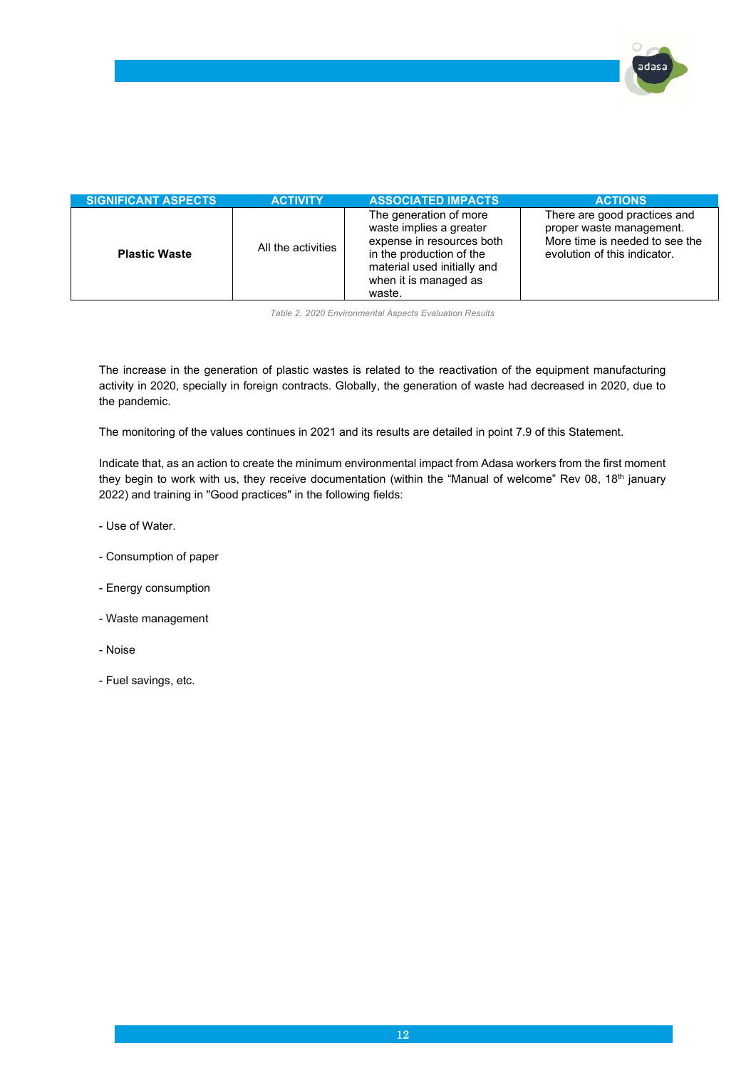| SIGNIFICANT ASPECTS | ACTIVITY | ASSOCIATED IMPACTS | ACTIONS |
|---|---|---|---|
| **Plastic Waste** | All the activities | The generation of more waste implies a greater expense in resources both in the production of the material used initially and when it is managed as waste. | There are good practices and proper waste management. More time is needed to see the evolution of this indicator. |

*Table 2. 2020 Environmental Aspects Evaluation Results*

The increase in the generation of plastic wastes is related to the reactivation of the equipment manufacturing activity in 2020, specially in foreign contracts. Globally, the generation of waste had decreased in 2020, due to the pandemic.

The monitoring of the values continues in 2021 and its results are detailed in point 7.9 of this Statement.

Indicate that, as an action to create the minimum environmental impact from Adasa workers from the first moment they begin to work with us, they receive documentation (within the "Manual of welcome" Rev 08, 18th january 2022) and training in "Good practices" in the following fields:

- Use of Water.

- Consumption of paper

- Energy consumption

- Waste management

- Noise

- Fuel savings, etc.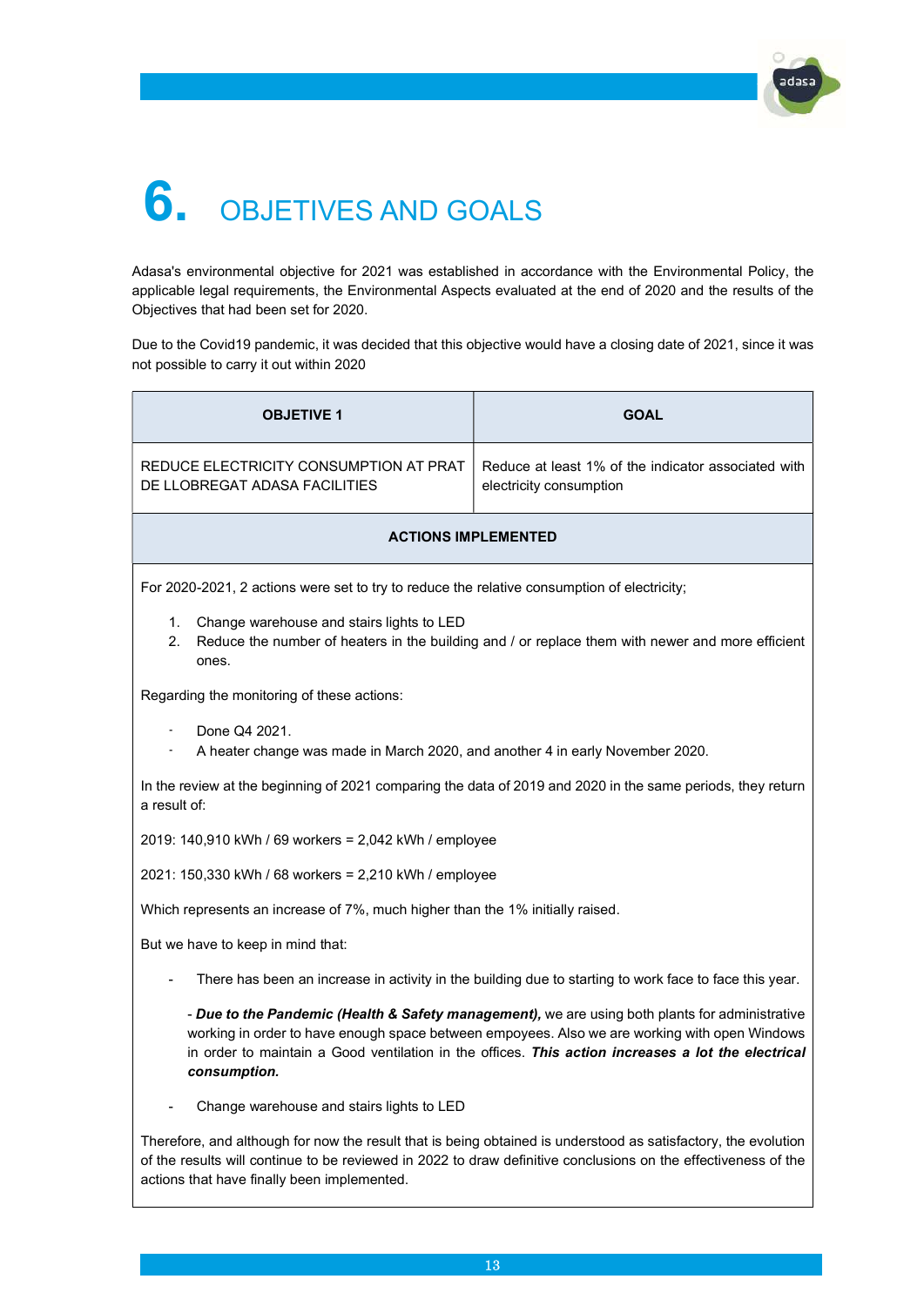# 6. OBJETIVES AND GOALS

Adasa's environmental objective for 2021 was established in accordance with the Environmental Policy, the applicable legal requirements, the Environmental Aspects evaluated at the end of 2020 and the results of the Objectives that had been set for 2020.

Due to the Covid19 pandemic, it was decided that this objective would have a closing date of 2021, since it was not possible to carry it out within 2020

| OBJETIVE 1 | GOAL |
|---|---|
| REDUCE ELECTRICITY CONSUMPTION AT PRAT DE LLOBREGAT ADASA FACILITIES | Reduce at least 1% of the indicator associated with electricity consumption |

**ACTIONS IMPLEMENTED**

For 2020-2021, 2 actions were set to try to reduce the relative consumption of electricity;

1. Change warehouse and stairs lights to LED
2. Reduce the number of heaters in the building and / or replace them with newer and more efficient ones.

Regarding the monitoring of these actions:

- Done Q4 2021.
- A heater change was made in March 2020, and another 4 in early November 2020.

In the review at the beginning of 2021 comparing the data of 2019 and 2020 in the same periods, they return a result of:

2019: 140,910 kWh / 69 workers = 2,042 kWh / employee

2021: 150,330 kWh / 68 workers = 2,210 kWh / employee

Which represents an increase of 7%, much higher than the 1% initially raised.

But we have to keep in mind that:

- There has been an increase in activity in the building due to starting to work face to face this year.

  - ***Due to the Pandemic (Health & Safety management),*** we are using both plants for administrative working in order to have enough space between empoyees. Also we are working with open Windows in order to maintain a Good ventilation in the offices. ***This action increases a lot the electrical consumption.***

- Change warehouse and stairs lights to LED

Therefore, and although for now the result that is being obtained is understood as satisfactory, the evolution of the results will continue to be reviewed in 2022 to draw definitive conclusions on the effectiveness of the actions that have finally been implemented.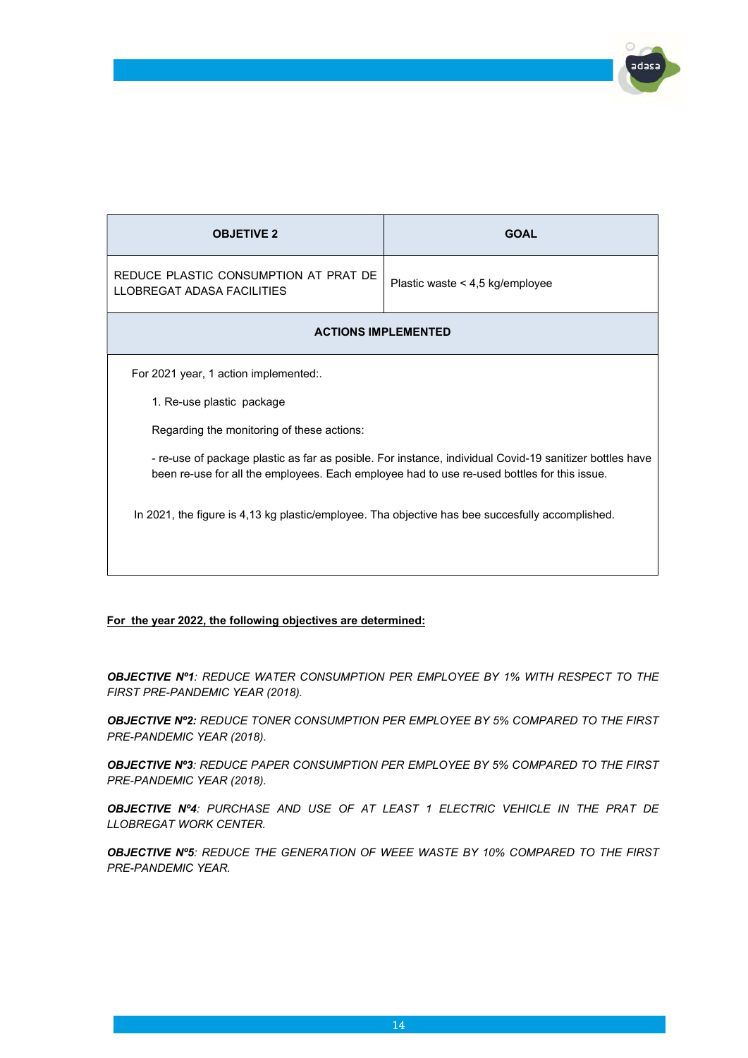| OBJETIVE 2 | GOAL |
|---|---|
| REDUCE PLASTIC CONSUMPTION AT PRAT DE LLOBREGAT ADASA FACILITIES | Plastic waste < 4,5 kg/employee |
| **ACTIONS IMPLEMENTED** | |
| For 2021 year, 1 action implemented:.<br><br>1. Re-use plastic package<br><br>Regarding the monitoring of these actions:<br><br>- re-use of package plastic as far as posible. For instance, individual Covid-19 sanitizer bottles have been re-use for all the employees. Each employee had to use re-used bottles for this issue.<br><br>In 2021, the figure is 4,13 kg plastic/employee. Tha objective has bee succesfully accomplished. | |

**For the year 2022, the following objectives are determined:**

***OBJECTIVE Nº1****: REDUCE WATER CONSUMPTION PER EMPLOYEE BY 1% WITH RESPECT TO THE FIRST PRE-PANDEMIC YEAR (2018).*

***OBJECTIVE Nº2:*** *REDUCE TONER CONSUMPTION PER EMPLOYEE BY 5% COMPARED TO THE FIRST PRE-PANDEMIC YEAR (2018).*

***OBJECTIVE Nº3****: REDUCE PAPER CONSUMPTION PER EMPLOYEE BY 5% COMPARED TO THE FIRST PRE-PANDEMIC YEAR (2018).*

***OBJECTIVE Nº4****: PURCHASE AND USE OF AT LEAST 1 ELECTRIC VEHICLE IN THE PRAT DE LLOBREGAT WORK CENTER.*

***OBJECTIVE Nº5****: REDUCE THE GENERATION OF WEEE WASTE BY 10% COMPARED TO THE FIRST PRE-PANDEMIC YEAR.*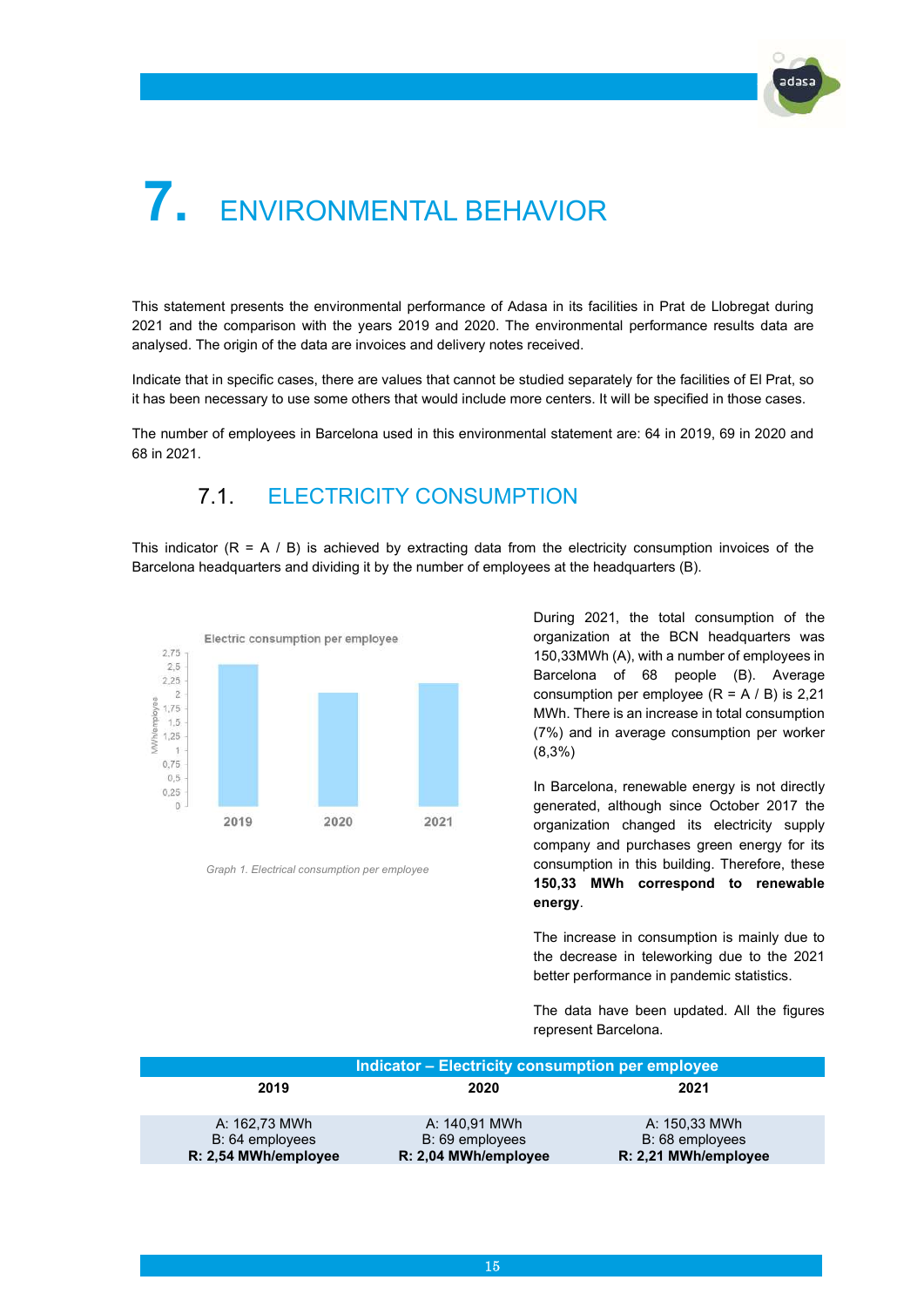# 7. ENVIRONMENTAL BEHAVIOR

This statement presents the environmental performance of Adasa in its facilities in Prat de Llobregat during 2021 and the comparison with the years 2019 and 2020. The environmental performance results data are analysed. The origin of the data are invoices and delivery notes received.

Indicate that in specific cases, there are values that cannot be studied separately for the facilities of El Prat, so it has been necessary to use some others that would include more centers. It will be specified in those cases.

The number of employees in Barcelona used in this environmental statement are: 64 in 2019, 69 in 2020 and 68 in 2021.

## 7.1. ELECTRICITY CONSUMPTION

This indicator (R = A / B) is achieved by extracting data from the electricity consumption invoices of the Barcelona headquarters and dividing it by the number of employees at the headquarters (B).

Electric consumption per employee

MWh/employee

2,75
2,5
2,25
2
1,75
1,5
1,25
1
0,75
0,5
0,25
0

2019 2020 2021

*Graph 1. Electrical consumption per employee*

During 2021, the total consumption of the organization at the BCN headquarters was 150,33MWh (A), with a number of employees in Barcelona of 68 people (B). Average consumption per employee (R = A / B) is 2,21 MWh. There is an increase in total consumption (7%) and in average consumption per worker (8,3%)

In Barcelona, renewable energy is not directly generated, although since October 2017 the organization changed its electricity supply company and purchases green energy for its consumption in this building. Therefore, these **150,33 MWh correspond to renewable energy**.

The increase in consumption is mainly due to the decrease in teleworking due to the 2021 better performance in pandemic statistics.

The data have updated. All the figures represent Barcelona.

| Indicator – Electricity consumption per employee | | |
|---|---|---|
| **2019** | **2020** | **2021** |
| A: 162,73 MWh<br>B: 64 employees<br>**R: 2,54 MWh/employee** | A: 140,91 MWh<br>B: 69 employees<br>**R: 2,04 MWh/employee** | A: 150,33 MWh<br>B: 68 employees<br>**R: 2,21 MWh/employee** |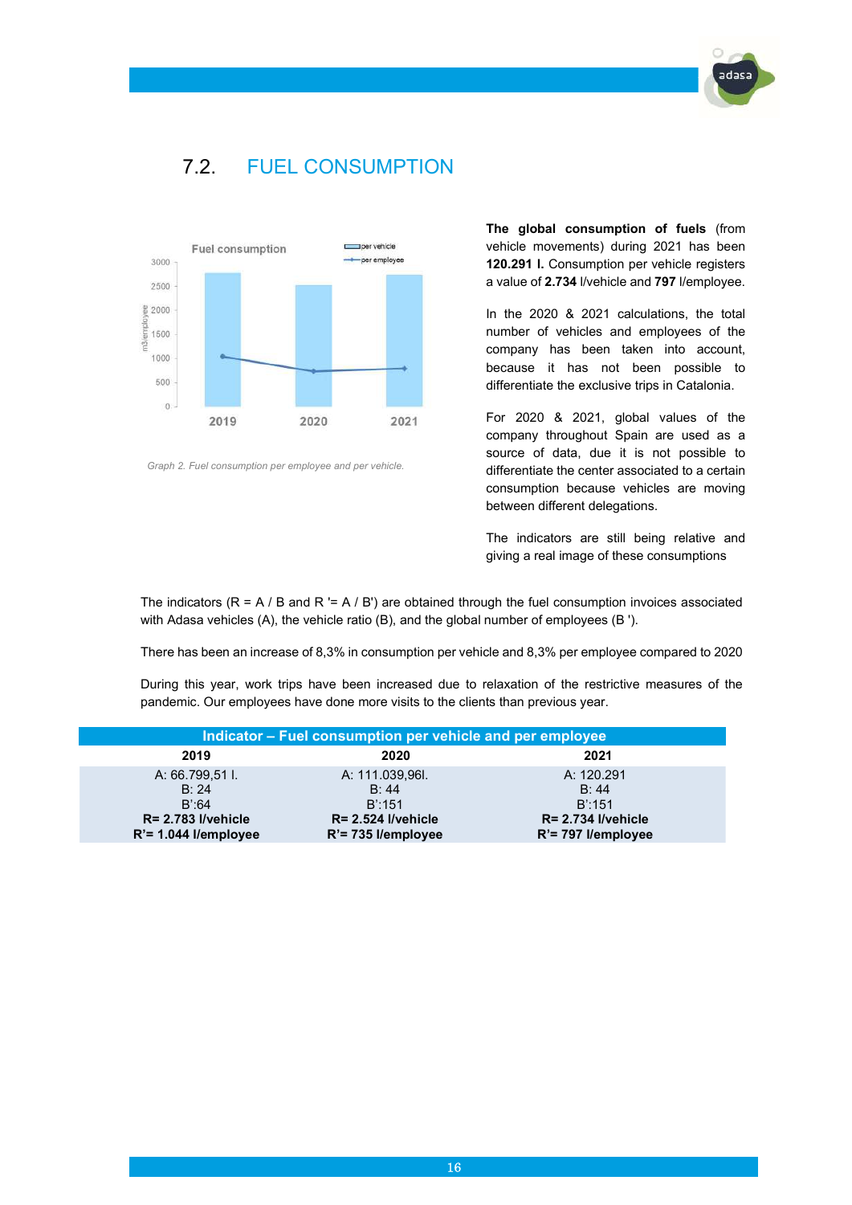## 7.2. FUEL CONSUMPTION

Fuel consumption

per vehicle

per employee

m3/employee

3000

2500

2000

1500

1000

500

0

2019

2020

2021

*Graph 2. Fuel consumption per employee and per vehicle.*

**The global consumption of fuels** (from vehicle movements) during 2021 has been **120.291 l.** Consumption per vehicle registers a value of **2.734** l/vehicle and **797** l/employee.

In the 2020 & 2021 calculations, the total number of vehicles and employees of the company has been taken into account, because it has not been possible to differentiate the exclusive trips in Catalonia.

For 2020 & 2021, global values of the company throughout Spain are used as a source of data, due it is not possible to differentiate the center associated to a certain consumption because vehicles are moving between different delegations.

The indicators are still being relative and giving a real image of these consumptions

The indicators (R = A / B and R '= A / B') are obtained through the fuel consumption invoices associated with Adasa vehicles (A), the vehicle ratio (B), and the global number of employees (B ').

There has been an increase of 8,3% in consumption per vehicle and 8,3% per employee compared to 2020

During this year, work trips have been increased due to relaxation of the restrictive measures of the pandemic. Our employees have done more visits to the clients than previous year.

| Indicator – Fuel consumption per vehicle and per employee | | |
|---|---|---|
| **2019** | **2020** | **2021** |
| A: 66.799,51 l.<br>B: 24<br>B':64<br>**R= 2.783 l/vehicle**<br>**R'= 1.044 l/employee** | A: 111.039,96l.<br>B: 44<br>B':151<br>**R= 2.524 l/vehicle**<br>**R'= 735 l/employee** | A: 120.291<br>B: 44<br>B':151<br>**R= 2.734 l/vehicle**<br>**R'= 797 l/employee** |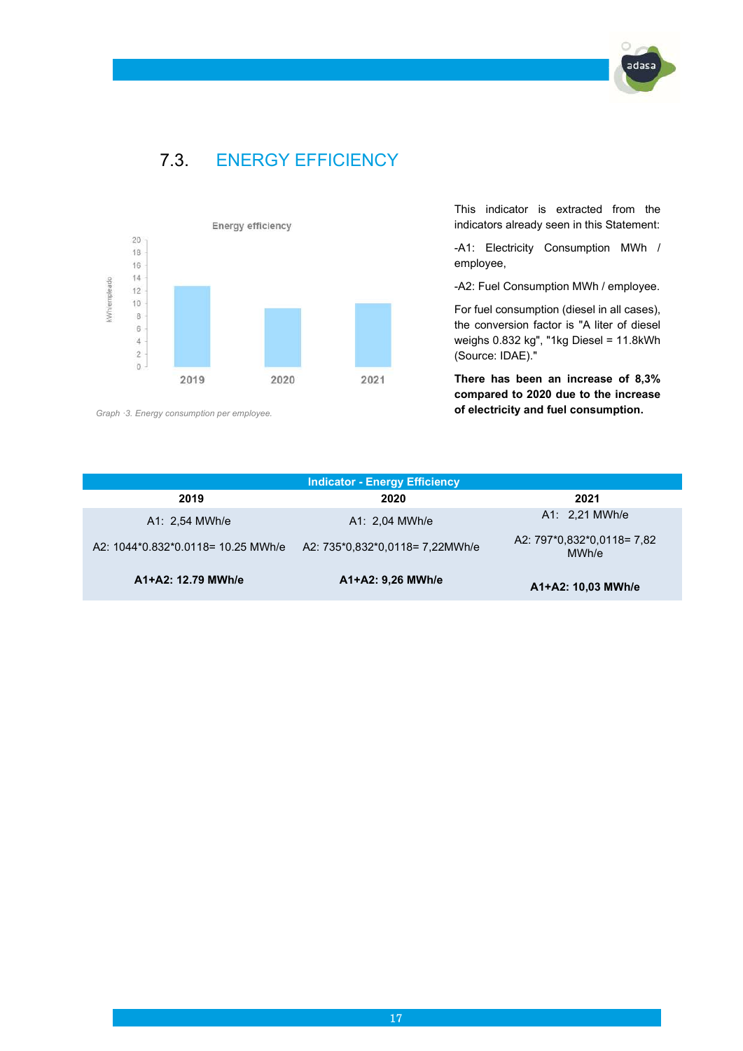## 7.3. ENERGY EFFICIENCY

Energy efficiency

kWh/empleado

20
18
16
14
12
10
8
6
4
2
0

2019
2020
2021

*Graph ·3. Energy consumption per employee.*

This indicator is extracted from the indicators already seen in this Statement:

-A1: Electricity Consumption MWh / employee,

-A2: Fuel Consumption MWh / employee.

For fuel consumption (diesel in all cases), the conversion factor is "A liter of diesel weighs 0.832 kg", "1kg Diesel = 11.8kWh (Source: IDAE)."

**There has been an increase of 8,3% compared to 2020 due to the increase of electricity and fuel consumption.**

| Indicator - Energy Efficiency | | |
|---|---|---|
| **2019** | **2020** | **2021** |
| A1: 2,54 MWh/e | A1: 2,04 MWh/e | A1: 2,21 MWh/e |
| A2: 1044*0.832*0.0118= 10.25 MWh/e | A2: 735*0,832*0,0118= 7,22MWh/e | A2: 797*0,832*0,0118= 7,82 MWh/e |
| **A1+A2: 12.79 MWh/e** | **A1+A2: 9,26 MWh/e** | **A1+A2: 10,03 MWh/e** |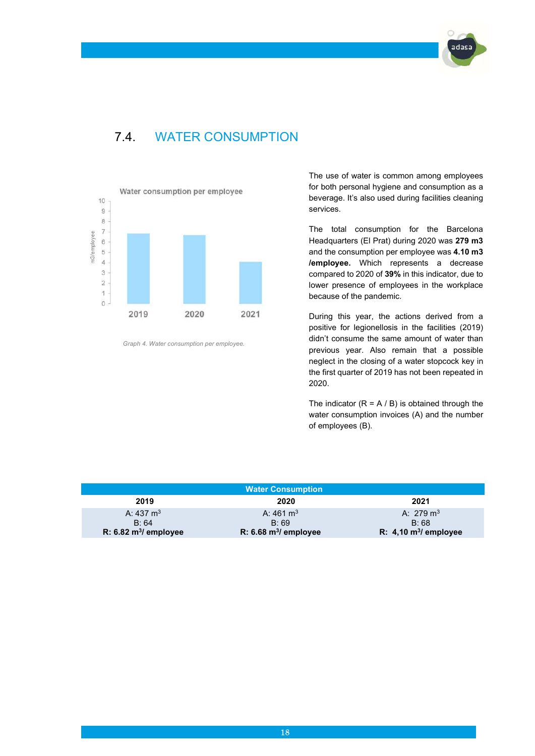## 7.4. WATER CONSUMPTION

Water consumption per employee

m3/employee

10
9
8
7
6
5
4
3
2
1
0

2019
2020
2021

*Graph 4. Water consumption per employee.*

The use of water is common among employees for both personal hygiene and consumption as a beverage. It's also used during facilities cleaning services.

The total consumption for the Barcelona Headquarters (El Prat) during 2020 was **279 m3** and the consumption per employee was **4.10 m3 /employee.** Which represents a decrease compared to 2020 of **39%** in this indicator, due to lower presence of employees in the workplace because of the pandemic.

During this year, the actions derived from a positive for legionellosis in the facilities (2019) didn't consume the same amount of water than previous year. Also remain that a possible neglect in the closing of a water stopcock key in the first quarter of 2019 has not been repeated in 2020.

The indicator (R = A / B) is obtained through the water consumption invoices (A) and the number of employees (B).

| Water Consumption | | |
|---|---|---|
| **2019** | **2020** | **2021** |
| A: 437 $m^3$<br>B: 64<br>**R: 6.82 $m^3$/ employee** | A: 461 $m^3$<br>B: 69<br>**R: 6.68 $m^3$/ employee** | A: 279 $m^3$<br>B: 68<br>**R: 4,10 $m^3$/ employee** |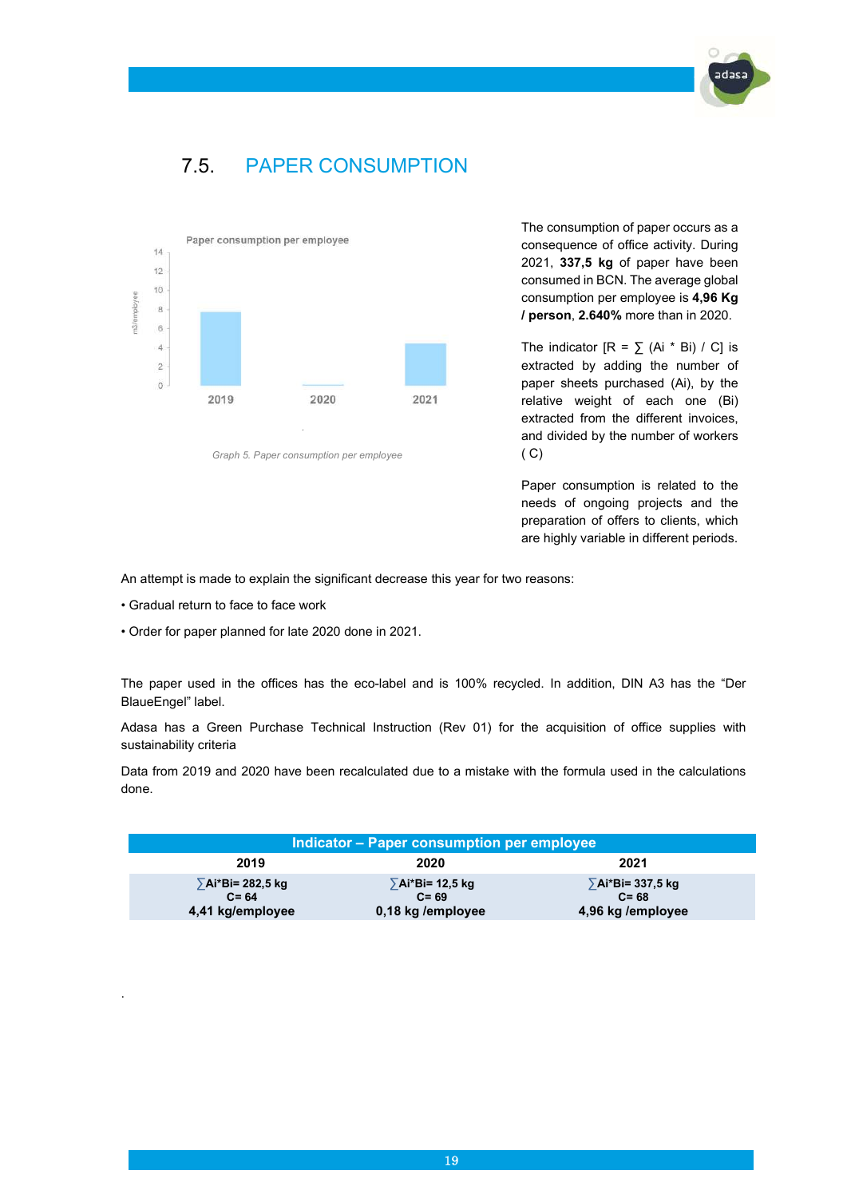## 7.5. PAPER CONSUMPTION

Paper consumption per employee

14
12
10
8
6
4
2
0

n2/employee

2019
2020
2021

Graph 5. Paper consumption per employee

The consumption of paper occurs as a consequence of office activity. During 2021, **337,5 kg** of paper have been consumed in BCN. The average global consumption per employee is **4,96 Kg / person**, **2.640%** more than in 2020.

The indicator [$R = \sum (Ai * Bi) / C$] is extracted by adding the number of paper sheets purchased (Ai), by the relative weight of each one (Bi) extracted from the different invoices, and divided by the number of workers ( C)

Paper consumption is related to the needs of ongoing projects and the preparation of offers to clients, which are highly variable in different periods.

An attempt is made to explain the significant decrease this year for two reasons:

- Gradual return to face to face work
- Order for paper planned for late 2020 done in 2021.

The paper used in the offices has the eco-label and is 100% recycled. In addition, DIN A3 has the "Der BlaueEngel" label.

Adasa has a Green Purchase Technical Instruction (Rev 01) for the acquisition of office supplies with sustainability criteria

Data from 2019 and 2020 have been recalculated due to a mistake with the formula used in the calculations done.

| Indicator – Paper consumption per employee | | |
|---|---|---|
| **2019** | **2020** | **2021** |
| **∑Ai*Bi= 282,5 kg**<br>**C= 64**<br>**4,41 kg/employee** | **∑Ai*Bi= 12,5 kg**<br>**C= 69**<br>**0,18 kg /employee** | **∑Ai*Bi= 337,5 kg**<br>**C= 68**<br>**4,96 kg /employee** |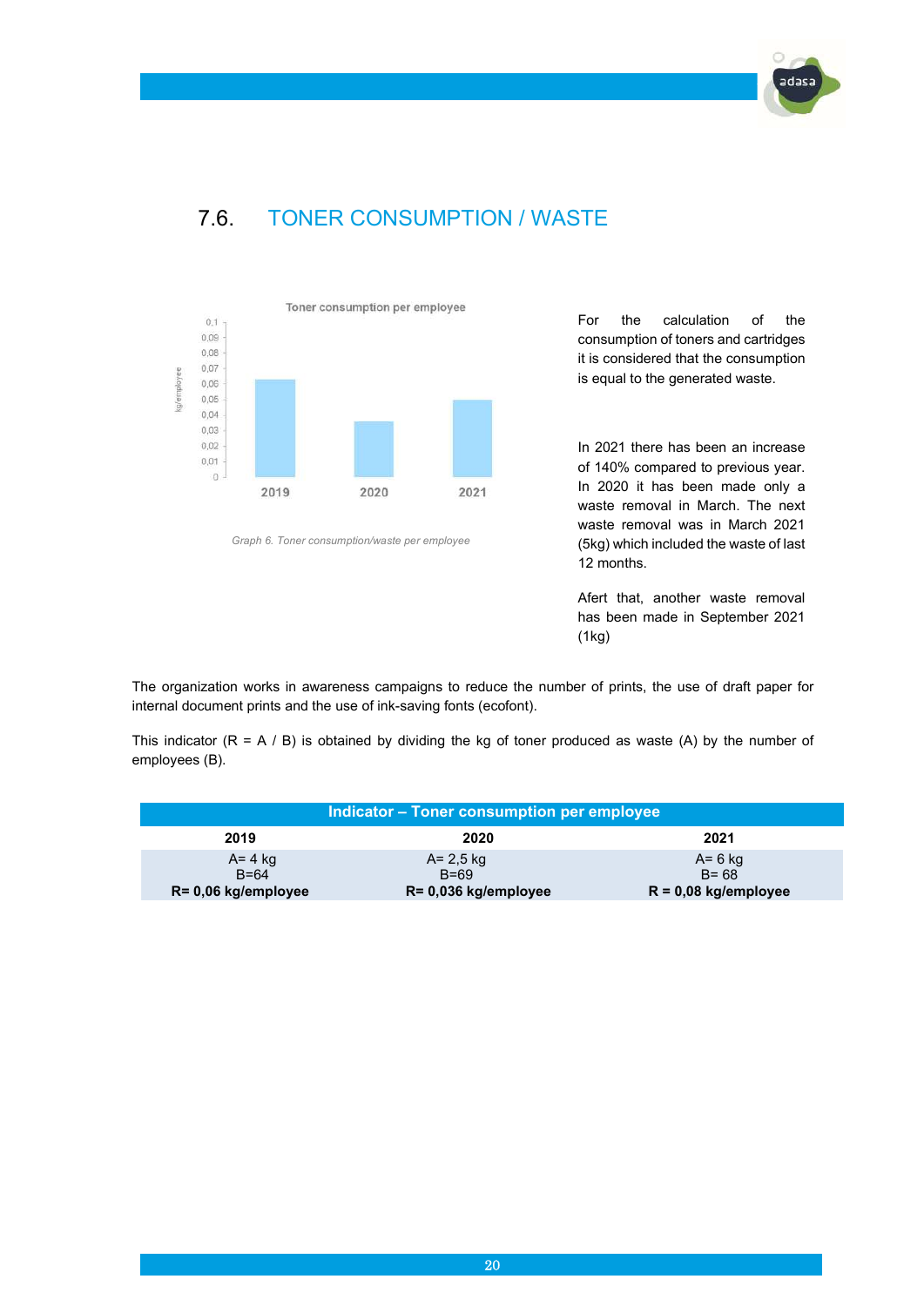## 7.6. TONER CONSUMPTION / WASTE

Toner consumption per employee

kg/employee

0,1
0,09
0,08
0,07
0,06
0,05
0,04
0,03
0,02
0,01
0

2019
2020
2021

*Graph 6. Toner consumption/waste per employee*

For the calculation of the consumption of toners and cartridges it is considered that the consumption is equal to the generated waste.

In 2021 there has been an increase of 140% compared to previous year. In 2020 it has been made only a waste removal in March. The next waste removal was in March 2021 (5kg) which included the waste of last 12 months.

Afert that, another waste removal has been made in September 2021 (1kg)

The organization works in awareness campaigns to reduce the number of prints, the use of draft paper for internal document prints and the use of ink-saving fonts (ecofont).

This indicator (R = A / B) is obtained by dividing the kg of toner produced as waste (A) by the number of employees (B).

| Indicator – Toner consumption per employee | | |
|---|---|---|
| **2019** | **2020** | **2021** |
| A= 4 kg<br>B=64<br>**R= 0,06 kg/employee** | A= 2,5 kg<br>B=69<br>**R= 0,036 kg/employee** | A= 6 kg<br>B= 68<br>**R = 0,08 kg/employee** |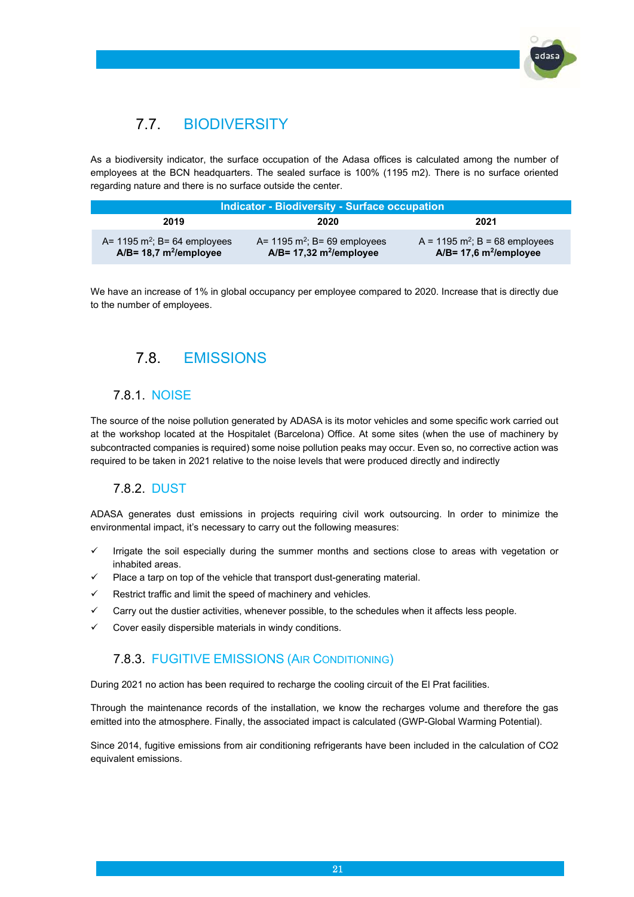## 7.7. BIODIVERSITY

As a biodiversity indicator, the surface occupation of the Adasa offices is calculated among the number of employees at the BCN headquarters. The sealed surface is 100% (1195 m2). There is no surface oriented regarding nature and there is no surface outside the center.

| Indicator - Biodiversity - Surface occupation | | |
|---|---|---|
| **2019** | **2020** | **2021** |
| A= 1195 $m^2$; B= 64 employees **A/B= 18,7 $m^2$/employee** | A= 1195 $m^2$; B= 69 employees **A/B= 17,32 $m^2$/employee** | A = 1195 $m^2$; B = 68 employees **A/B= 17,6 $m^2$/employee** |

We have an increase of 1% in global occupancy per employee compared to 2020. Increase that is directly due to the number of employees.

## 7.8. EMISSIONS

### 7.8.1. NOISE

The source of the noise pollution generated by ADASA is its motor vehicles and some specific work carried out at the workshop located at the Hospitalet (Barcelona) Office. At some sites (when the use of machinery by subcontracted companies is required) some noise pollution peaks may occur. Even so, no corrective action was required to be taken in 2021 relative to the noise levels that were produced directly and indirectly

### 7.8.2. DUST

ADASA generates dust emissions in projects requiring civil work outsourcing. In order to minimize the environmental impact, it's necessary to carry out the following measures:

- ✓ Irrigate the soil especially during the summer months and sections close to areas with vegetation or inhabited areas.
- ✓ Place a tarp on top of the vehicle that transport dust-generating material.
- ✓ Restrict traffic and limit the speed of machinery and vehicles.
- ✓ Carry out the dustier activities, whenever possible, to the schedules when it affects less people.
- ✓ Cover easily dispersible materials in windy conditions.

### 7.8.3. FUGITIVE EMISSIONS (AIR CONDITIONING)

During 2021 no action has been required to recharge the cooling circuit of the El Prat facilities.

Through the maintenance records of the installation, we know the recharges volume and therefore the gas emitted into the atmosphere. Finally, the associated impact is calculated (GWP-Global Warming Potential).

Since 2014, fugitive emissions from air conditioning refrigerants have been included in the calculation of CO2 equivalent emissions.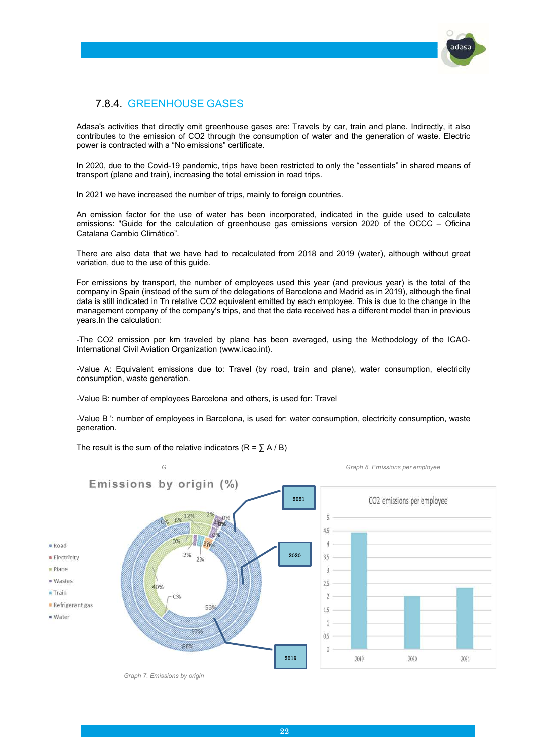### 7.8.4. GREENHOUSE GASES

Adasa's activities that directly emit greenhouse gases are: Travels by car, train and plane. Indirectly, it also contributes to the emission of $CO_2$ through the consumption of water and the generation of waste. Electric power is contracted with a "No emissions" certificate.

In 2020, due to the Covid-19 pandemic, trips have been restricted to only the "essentials" in shared means of transport (plane and train), increasing the total emission in road trips.

In 2021 we have increased the number of trips, mainly to foreign countries.

An emission factor for the use of water has been incorporated, indicated in the guide used to calculate emissions: "Guide for the calculation of greenhouse gas emissions version 2020 of the OCCC – Oficina Catalana Cambio Climático".

There are also data that we have had to recalculated from 2018 and 2019 (water), although without great variation, due to the use of this guide.

For emissions by transport, the number of employees used this year (and previous year) is the total of the company in Spain (instead of the sum of the delegations of Barcelona and Madrid as in 2019), although the final data is still indicated in Tn relative $CO_2$ equivalent emitted by each employee. This is due to the change in the management company of the company's trips, and that the data received has a different model than in previous years.In the calculation:

-The $CO_2$ emission per km traveled by plane has been averaged, using the Methodology of the ICAO-International Civil Aviation Organization (www.icao.int).

-Value A: Equivalent emissions due to: Travel (by road, train and plane), water consumption, electricity consumption, waste generation.

-Value B: number of employees Barcelona and others, is used for: Travel

-Value B ': number of employees in Barcelona, is used for: water consumption, electricity consumption, waste generation.

The result is the sum of the relative indicators ($R = \sum A / B$)

G

Emissions by origin (%)

Road
Electricity
Plane
Wastes
Train
Refrigerant gas
Water

2021
2020
2019

0% 6% 12% 2% 2% 0% 0% 0%
0% 3% 0%
2% 2%
40%
0%
53%
92%
86%

Graph 7. Emissions by origin

Graph 8. Emissions per employee

CO2 emissions per employee

5
4,5
4
3,5
3
2,5
2
1,5
1
0,5
0

2019
2020
2021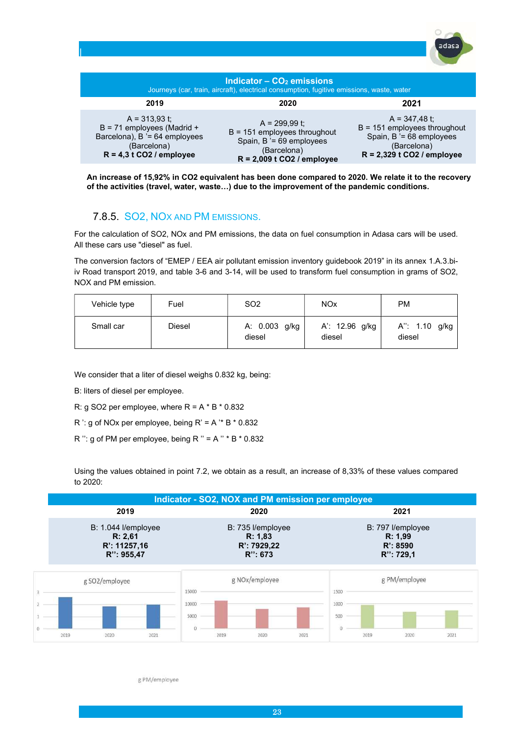| Indicator – $CO_2$ emissions<br>Journeys (car, train, aircraft), electrical consumption, fugitive emissions, waste, water | | |
|---|---|---|
| **2019** | **2020** | **2021** |
| A = 313,93 t;<br>B = 71 employees (Madrid + Barcelona), B '= 64 employees (Barcelona)<br>**R = 4,3 t CO2 / employee** | A = 299,99 t;<br>B = 151 employees throughout Spain, B '= 69 employees (Barcelona)<br>**R = 2,009 t CO2 / employee** | A = 347,48 t;<br>B = 151 employees throughout Spain, B '= 68 employees (Barcelona)<br>**R = 2,329 t CO2 / employee** |

**An increase of 15,92% in CO2 equivalent has been done compared to 2020. We relate it to the recovery of the activities (travel, water, waste…) due to the improvement of the pandemic conditions.**

### 7.8.5. SO2, NOX AND PM EMISSIONS.

For the calculation of SO2, NOx and PM emissions, the data on fuel consumption in Adasa cars will be used. All these cars use "diesel" as fuel.

The conversion factors of "EMEP / EEA air pollutant emission inventory guidebook 2019" in its annex 1.A.3.bi-iv Road transport 2019, and table 3-6 and 3-14, will be used to transform fuel consumption in grams of SO2, NOX and PM emission.

| Vehicle type | Fuel | SO2 | NOx | PM |
|---|---|---|---|---|
| Small car | Diesel | A: 0.003 g/kg diesel | A': 12.96 g/kg diesel | A'': 1.10 g/kg diesel |

We consider that a liter of diesel weighs 0.832 kg, being:

B: liters of diesel per employee.

R: g SO2 per employee, where R = A * B * 0.832

R ': g of NOx per employee, being R' = A '* B * 0.832

R '': g of PM per employee, being R '' = A '' * B * 0.832

Using the values obtained in point 7.2, we obtain as a result, an increase of 8,33% of these values compared to 2020:

| Indicator - SO2, NOX and PM emission per employee | | |
|---|---|---|
| **2019** | **2020** | **2021** |
| B: 1.044 l/employee<br>**R: 2,61**<br>**R': 11257,16**<br>**R'': 955,47** | B: 735 l/employee<br>**R: 1,83**<br>**R': 7929,22**<br>**R'': 673** | B: 797 l/employee<br>**R: 1,99**<br>**R': 8590**<br>**R'': 729,1** |

g SO2/employee
3
2
1
0
2019 2020 2021

g NOx/employee
15000
10000
5000
0
2019 2020 2021

g PM/employee
1500
1000
500
0
2019 2020 2021

g PM/employee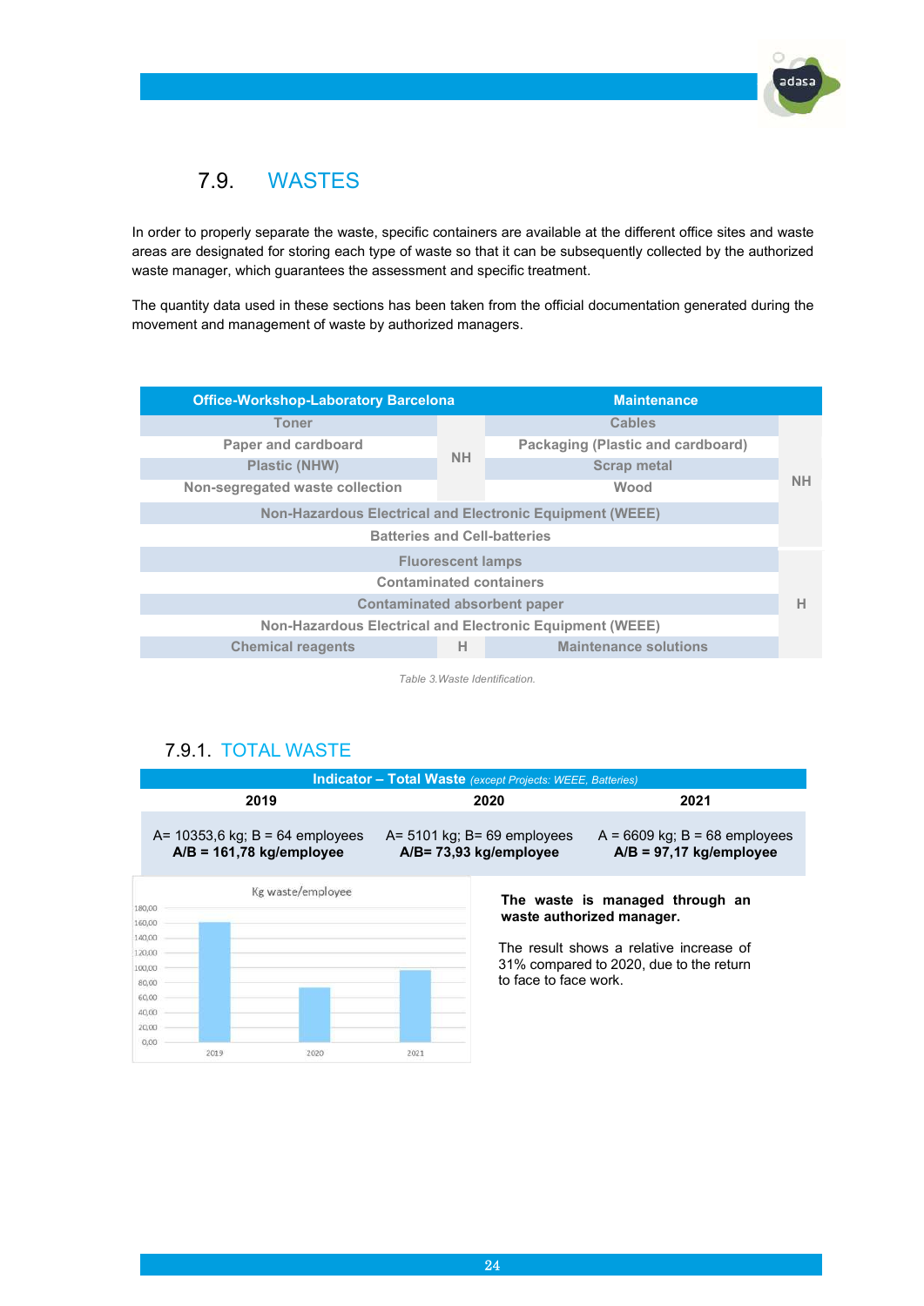## 7.9. WASTES

In order to properly separate the waste, specific containers are available at the different office sites and waste areas are designated for storing each type of waste so that it can be subsequently collected by the authorized waste manager, which guarantees the assessment and specific treatment.

The quantity data used in these sections has been taken from the official documentation generated during the movement and management of waste by authorized managers.

| Office-Workshop-Laboratory Barcelona | | Maintenance | |
|---|---|---|---|
| Toner | NH | Cables | NH |
| Paper and cardboard | | Packaging (Plastic and cardboard) | |
| Plastic (NHW) | | Scrap metal | |
| Non-segregated waste collection | | Wood | |
| Non-Hazardous Electrical and Electronic Equipment (WEEE) | | | |
| Batteries and Cell-batteries | | | |
| Fluorescent lamps | | | H |
| Contaminated containers | | | |
| Contaminated absorbent paper | | | |
| Non-Hazardous Electrical and Electronic Equipment (WEEE) | | | |
| Chemical reagents | H | Maintenance solutions | |

*Table 3.Waste Identification.*

### 7.9.1. TOTAL WASTE

| Indicator – Total Waste *(except Projects: WEEE, Batteries)* | | |
|---|---|---|
| **2019** | **2020** | **2021** |
| A= 10353,6 kg; B = 64 employees<br>**A/B = 161,78 kg/employee** | A= 5101 kg; B= 69 employees<br>**A/B= 73,93 kg/employee** | A = 6609 kg; B = 68 employees<br>**A/B = 97,17 kg/employee** |

Kg waste/employee

180,00
160,00
140,00
120,00
100,00
80,00
60,00
40,00
20,00
0,00

2019
2020
2021

**The waste is managed through an waste authorized manager.**

The result shows a relative increase of 31% compared to 2020, due to the return to face to face work.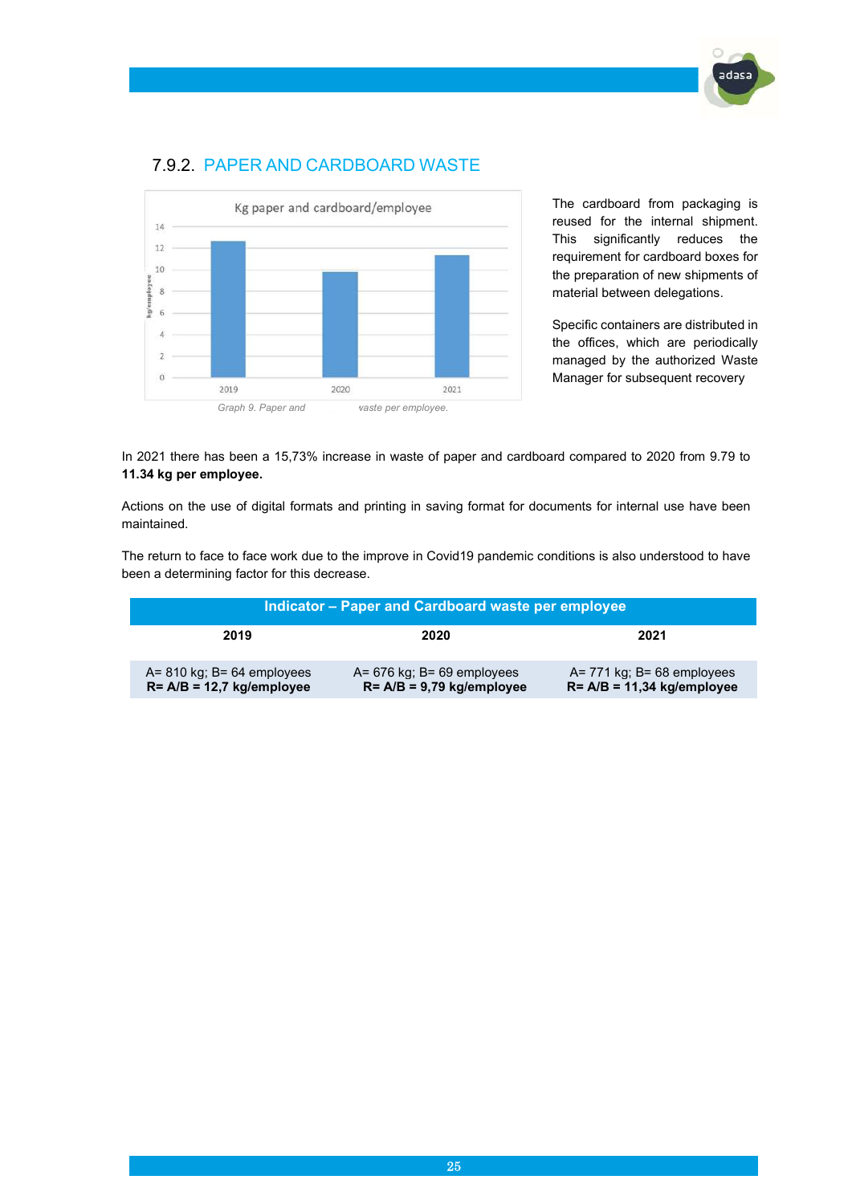### 7.9.2. PAPER AND CARDBOARD WASTE

Kg paper and cardboard/employee

kg/employee

14
12
10
8
6
4
2
0

2019
2020
2021

Graph 9. Paper and vaste per employee.

The cardboard from packaging is reused for the internal shipment. This significantly reduces the requirement for cardboard boxes for the preparation of new shipments of material between delegations.

Specific containers are distributed in the offices, which are periodically managed by the authorized Waste Manager for subsequent recovery

In 2021 there has been a 15,73% increase in waste of paper and cardboard compared to 2020 from 9.79 to **11.34 kg per employee.**

Actions on the use of digital formats and printing in saving format for documents for internal use have been maintained.

The return to face to face work due to the improve in Covid19 pandemic conditions is also understood to have been a determining factor for this decrease.

| Indicator – Paper and Cardboard waste per employee | | |
|---|---|---|
| **2019** | **2020** | **2021** |
| A= 810 kg; B= 64 employees<br>**R= A/B = 12,7 kg/employee** | A= 676 kg; B= 69 employees<br>**R= A/B = 9,79 kg/employee** | A= 771 kg; B= 68 employees<br>**R= A/B = 11,34 kg/employee** |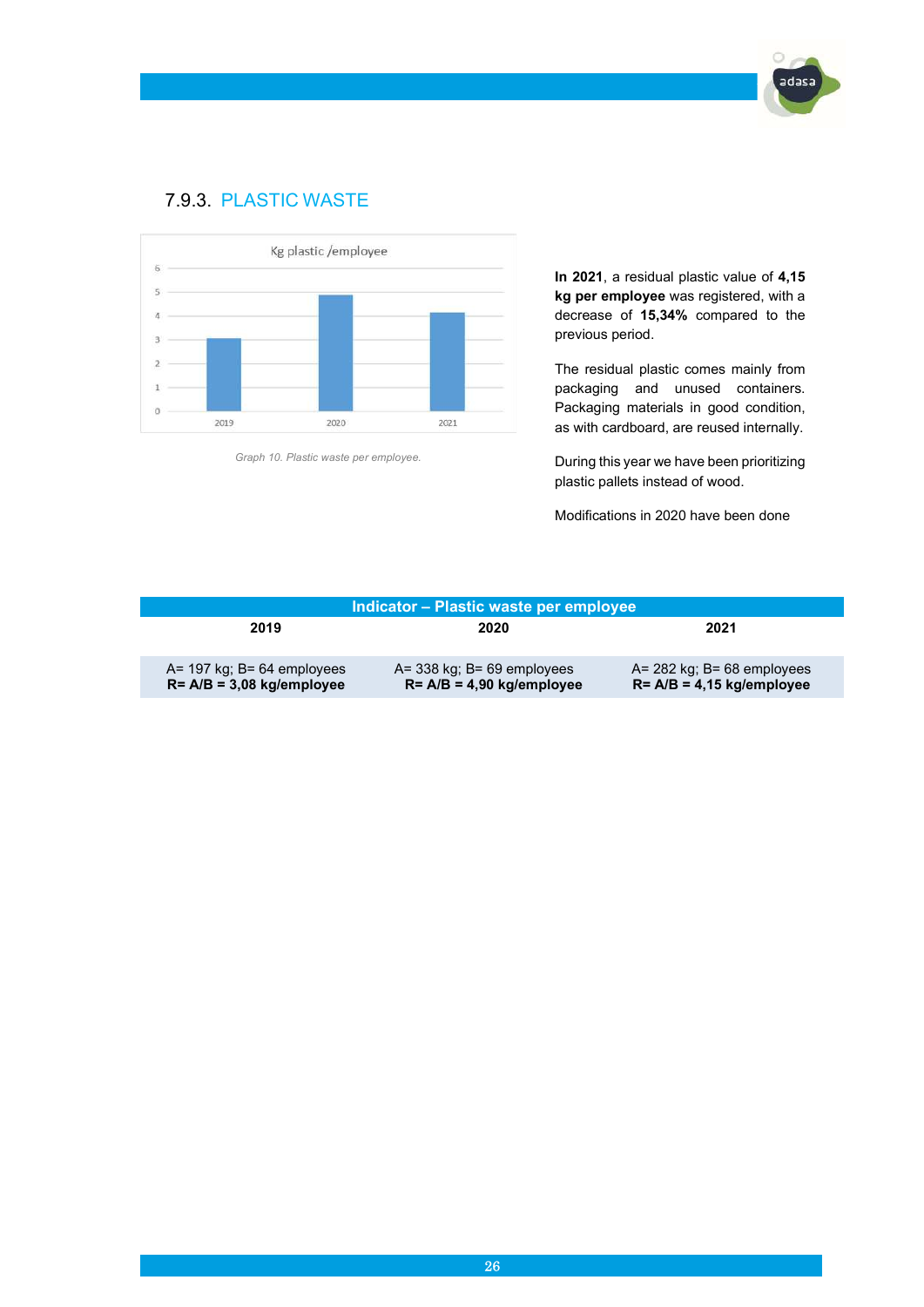### 7.9.3. PLASTIC WASTE

Kg plastic /employee

6
5
4
3
2
1
0

2019
2020
2021

*Graph 10. Plastic waste per employee.*

**In 2021**, a residual plastic value of **4,15 kg per employee** was registered, with a decrease of **15,34%** compared to the previous period.

The residual plastic comes mainly from packaging and unused containers. Packaging materials in good condition, as with cardboard, are reused internally.

During this year we have been prioritizing plastic pallets instead of wood.

Modifications in 2020 have been done

| Indicator – Plastic waste per employee | | |
|---|---|---|
| **2019** | **2020** | **2021** |
| A= 197 kg; B= 64 employees<br>**R= A/B = 3,08 kg/employee** | A= 338 kg; B= 69 employees<br>**R= A/B = 4,90 kg/employee** | A= 282 kg; B= 68 employees<br>**R= A/B = 4,15 kg/employee** |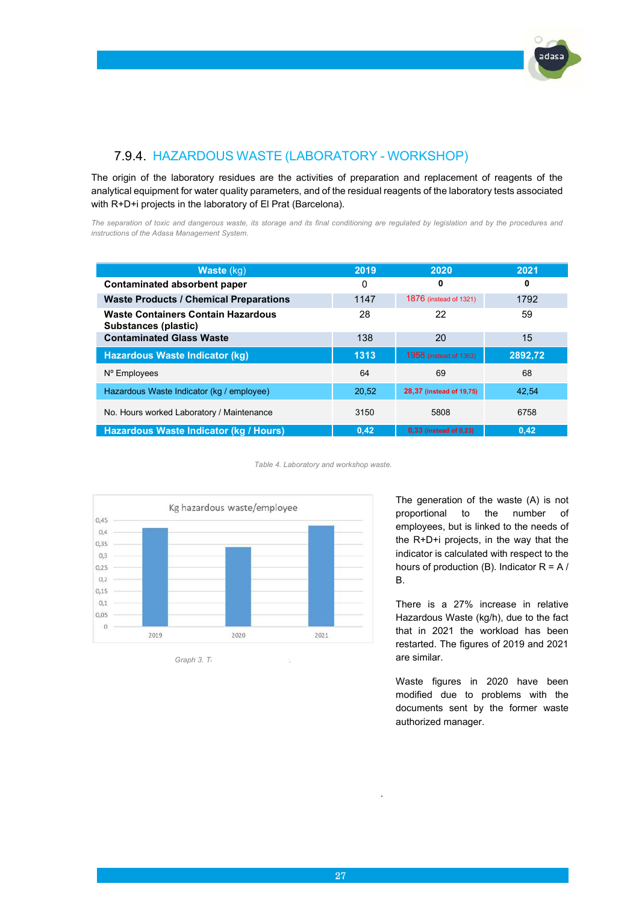### 7.9.4. HAZARDOUS WASTE (LABORATORY - WORKSHOP)

The origin of the laboratory residues are the activities of preparation and replacement of reagents of the analytical equipment for water quality parameters, and of the residual reagents of the laboratory tests associated with R+D+i projects in the laboratory of El Prat (Barcelona).

*The separation of toxic and dangerous waste, its storage and its final conditioning are regulated by legislation and by the procedures and instructions of the Adasa Management System.*

| **Waste** (kg) | **2019** | **2020** | **2021** |
|---|---|---|---|
| **Contaminated absorbent paper** | 0 | **0** | **0** |
| **Waste Products / Chemical Preparations** | 1147 | 1876 (instead of 1321) | 1792 |
| **Waste Containers Contain Hazardous Substances (plastic)** | 28 | 22 | 59 |
| **Contaminated Glass Waste** | 138 | 20 | 15 |
| **Hazardous Waste Indicator (kg)** | **1313** | 1958 (instead of 1363) | **2892,72** |
| Nº Employees | 64 | 69 | 68 |
| Hazardous Waste Indicator (kg / employee) | 20,52 | **28,37 (instead of 19,75)** | 42,54 |
| No. Hours worked Laboratory / Maintenance | 3150 | 5808 | 6758 |
| **Hazardous Waste Indicator (kg / Hours)** | **0,42** | **0,33 (instead of 0,23)** | **0,42** |

*Table 4. Laboratory and workshop waste.*

Kg hazardous waste/employee

0,45
0,4
0,35
0,3
0,25
0,2
0,15
0,1
0,05
0

2019
2020
2021

*Graph 3. T*

The generation of the waste (A) is not proportional to the number of employees, but is linked to the needs of the R+D+i projects, in the way that the indicator is calculated with respect to the hours of production (B). Indicator R = A / B.

There is a 27% increase in relative Hazardous Waste (kg/h), due to the fact that in 2021 the workload has been restarted. The figures of 2019 and 2021 are similar.

Waste figures in 2020 have been modified due to problems with the documents sent by the former waste authorized manager.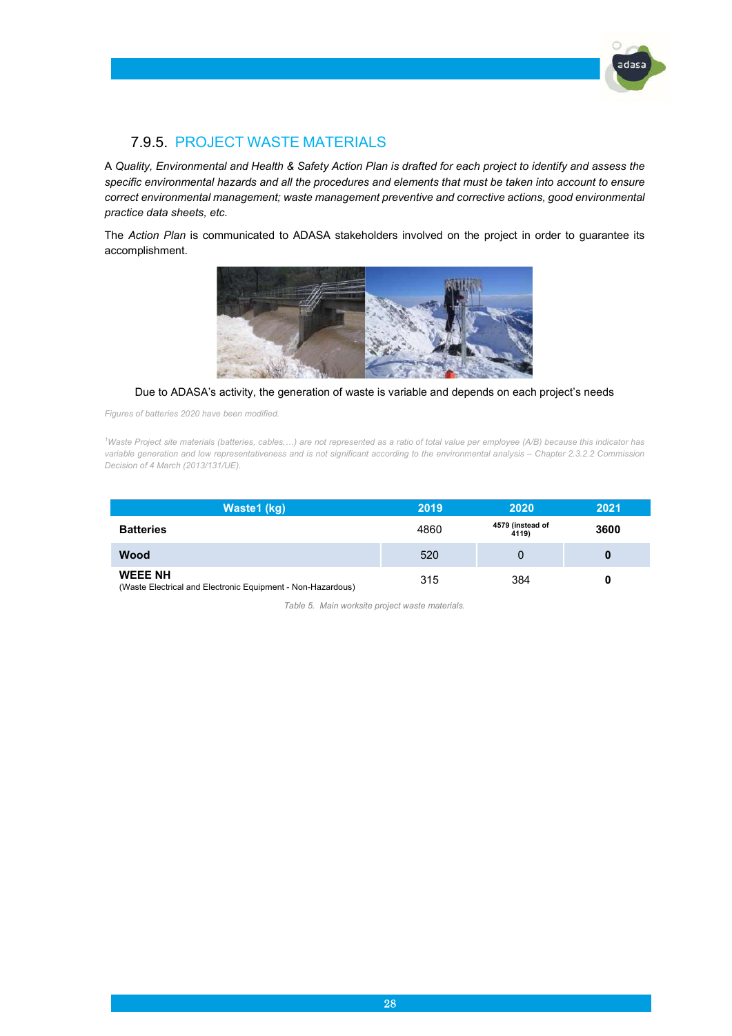### 7.9.5. PROJECT WASTE MATERIALS

A *Quality, Environmental and Health & Safety Action Plan is drafted for each project to identify and assess the specific environmental hazards and all the procedures and elements that must be taken into account to ensure correct environmental management; waste management preventive and corrective actions, good environmental practice data sheets, etc.*

The *Action Plan* is communicated to ADASA stakeholders involved on the project in order to guarantee its accomplishment.

Due to ADASA's activity, the generation of waste is variable and depends on each project's needs

*Figures of batteries 2020 have been modified.*

*[1]Waste Project site materials (batteries, cables,…) are not represented as a ratio of total value per employee (A/B) because this indicator has variable generation and low representativeness and is not significant according to the environmental analysis – Chapter 2.3.2.2 Commission Decision of 4 March (2013/131/UE).*

| Waste1 (kg) | 2019 | 2020 | 2021 |
|---|---|---|---|
| **Batteries** | 4860 | 4579 (instead of 4119) | **3600** |
| **Wood** | 520 | 0 | **0** |
| **WEEE NH** (Waste Electrical and Electronic Equipment - Non-Hazardous) | 315 | 384 | **0** |

*Table 5. Main worksite project waste materials.*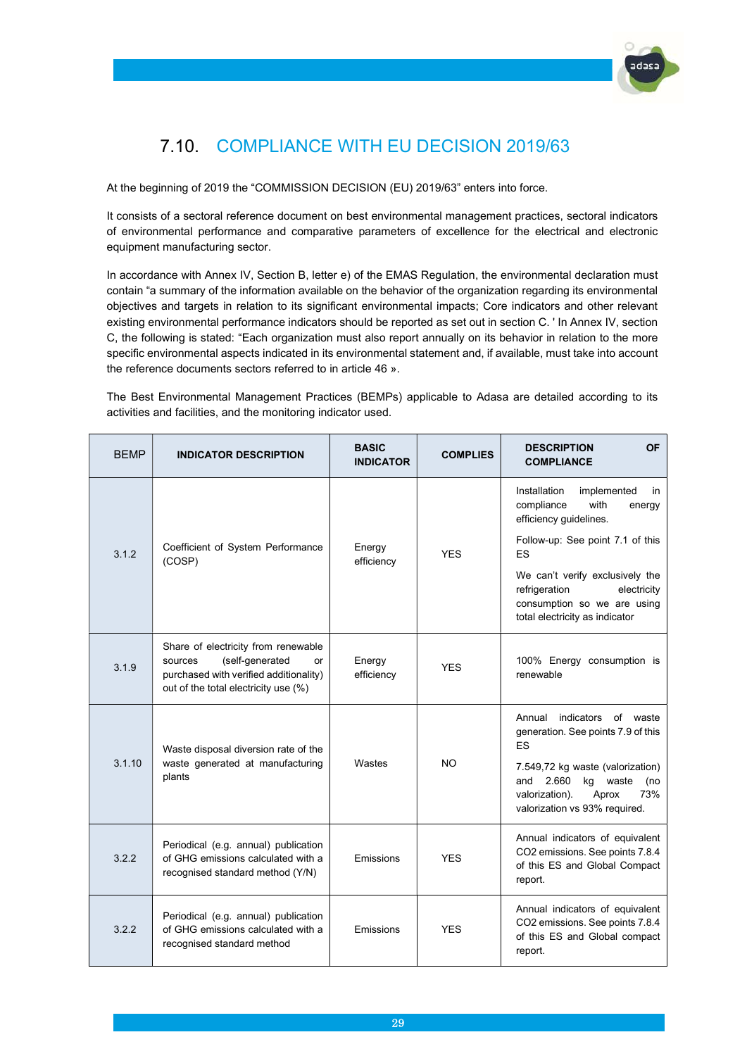## 7.10. COMPLIANCE WITH EU DECISION 2019/63

At the beginning of 2019 the "COMMISSION DECISION (EU) 2019/63" enters into force.

It consists of a sectoral reference document on best environmental management practices, sectoral indicators of environmental performance and comparative parameters of excellence for the electrical and electronic equipment manufacturing sector.

In accordance with Annex IV, Section B, letter e) of the EMAS Regulation, the environmental declaration must contain "a summary of the information available on the behavior of the organization regarding its environmental objectives and targets in relation to its significant environmental impacts; Core indicators and other relevant existing environmental performance indicators should be reported as set out in section C. ' In Annex IV, section C, the following is stated: "Each organization must also report annually on its behavior in relation to the more specific environmental aspects indicated in its environmental statement and, if available, must take into account the reference documents sectors referred to in article 46 ».

The Best Environmental Management Practices (BEMPs) applicable to Adasa are detailed according to its activities and facilities, and the monitoring indicator used.

| BEMP | INDICATOR DESCRIPTION | BASIC INDICATOR | COMPLIES | DESCRIPTION OF COMPLIANCE |
|---|---|---|---|---|
| 3.1.2 | Coefficient of System Performance (COSP) | Energy efficiency | YES | Installation implemented in compliance with energy efficiency guidelines.<br>Follow-up: See point 7.1 of this ES<br>We can't verify exclusively the refrigeration electricity consumption so we are using total electricity as indicator |
| 3.1.9 | Share of electricity from renewable sources (self-generated or purchased with verified additionality) out of the total electricity use (%) | Energy efficiency | YES | 100% Energy consumption is renewable |
| 3.1.10 | Waste disposal diversion rate of the waste generated at manufacturing plants | Wastes | NO | Annual indicators of waste generation. See points 7.9 of this ES<br>7.549,72 kg waste (valorization) and 2.660 kg waste (no valorization). Aprox 73% valorization vs 93% required. |
| 3.2.2 | Periodical (e.g. annual) publication of GHG emissions calculated with a recognised standard method (Y/N) | Emissions | YES | Annual indicators of equivalent CO2 emissions. See points 7.8.4 of this ES and Global Compact report. |
| 3.2.2 | Periodical (e.g. annual) publication of GHG emissions calculated with a recognised standard method | Emissions | YES | Annual indicators of equivalent CO2 emissions. See points 7.8.4 of this ES and Global compact report. |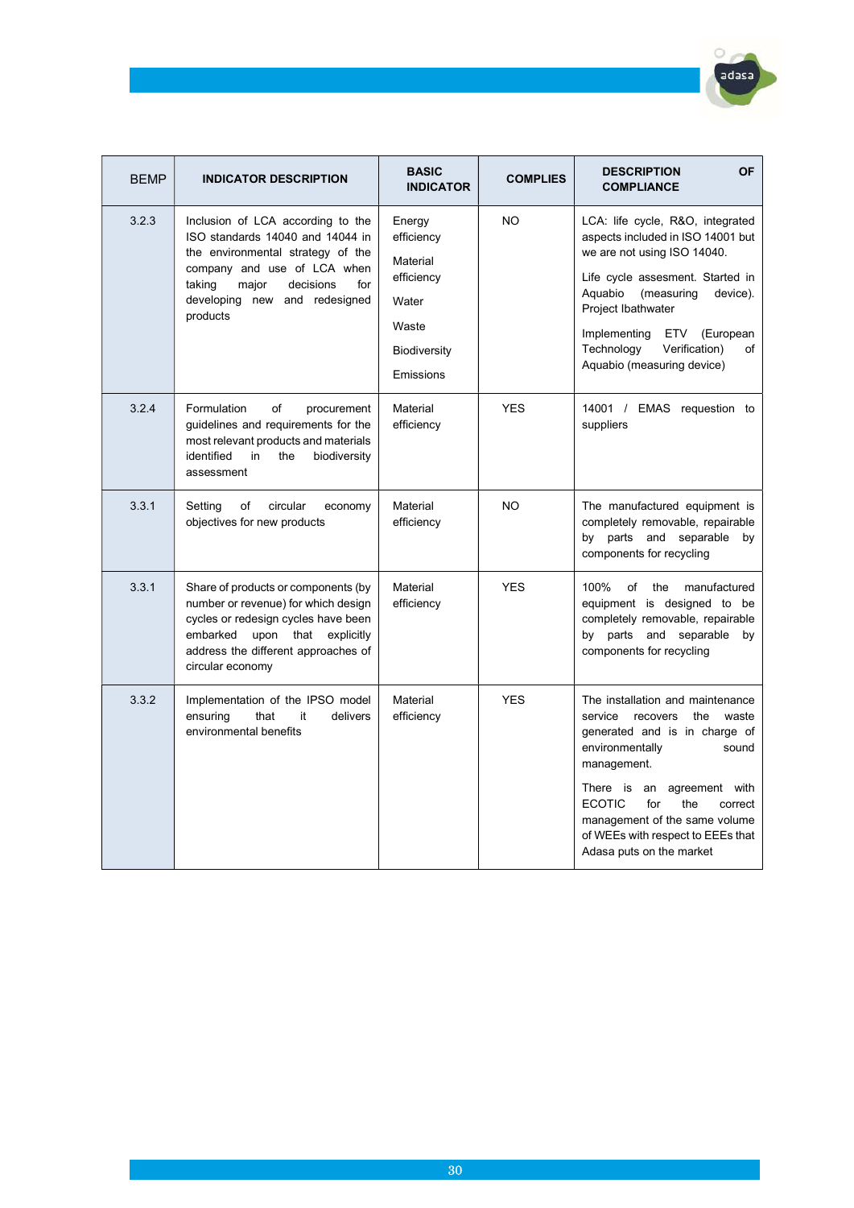| BEMP | INDICATOR DESCRIPTION | BASIC INDICATOR | COMPLIES | DESCRIPTION OF COMPLIANCE |
|---|---|---|---|---|
| 3.2.3 | Inclusion of LCA according to the ISO standards 14040 and 14044 in the environmental strategy of the company and use of LCA when taking major decisions for developing new and redesigned products | Energy efficiency<br>Material efficiency<br>Water<br>Waste<br>Biodiversity<br>Emissions | NO | LCA: life cycle, R&O, integrated aspects included in ISO 14001 but we are not using ISO 14040.<br>Life cycle assesment. Started in Aquabio (measuring device). Project Ibathwater<br>Implementing ETV (European Technology Verification) of Aquabio (measuring device) |
| 3.2.4 | Formulation of procurement guidelines and requirements for the most relevant products and materials identified in the biodiversity assessment | Material efficiency | YES | 14001 / EMAS requestion to suppliers |
| 3.3.1 | Setting of circular economy objectives for new products | Material efficiency | NO | The manufactured equipment is completely removable, repairable by parts and separable by components for recycling |
| 3.3.1 | Share of products or components (by number or revenue) for which design cycles or redesign cycles have been embarked upon that explicitly address the different approaches of circular economy | Material efficiency | YES | 100% of the manufactured equipment is designed to be completely removable, repairable by parts and separable by components for recycling |
| 3.3.2 | Implementation of the IPSO model ensuring that it delivers environmental benefits | Material efficiency | YES | The installation and maintenance service recovers the waste generated and is in charge of environmentally sound management.<br>There is an agreement with ECOTIC for the correct management of the same volume of WEEs with respect to EEEs that Adasa puts on the market |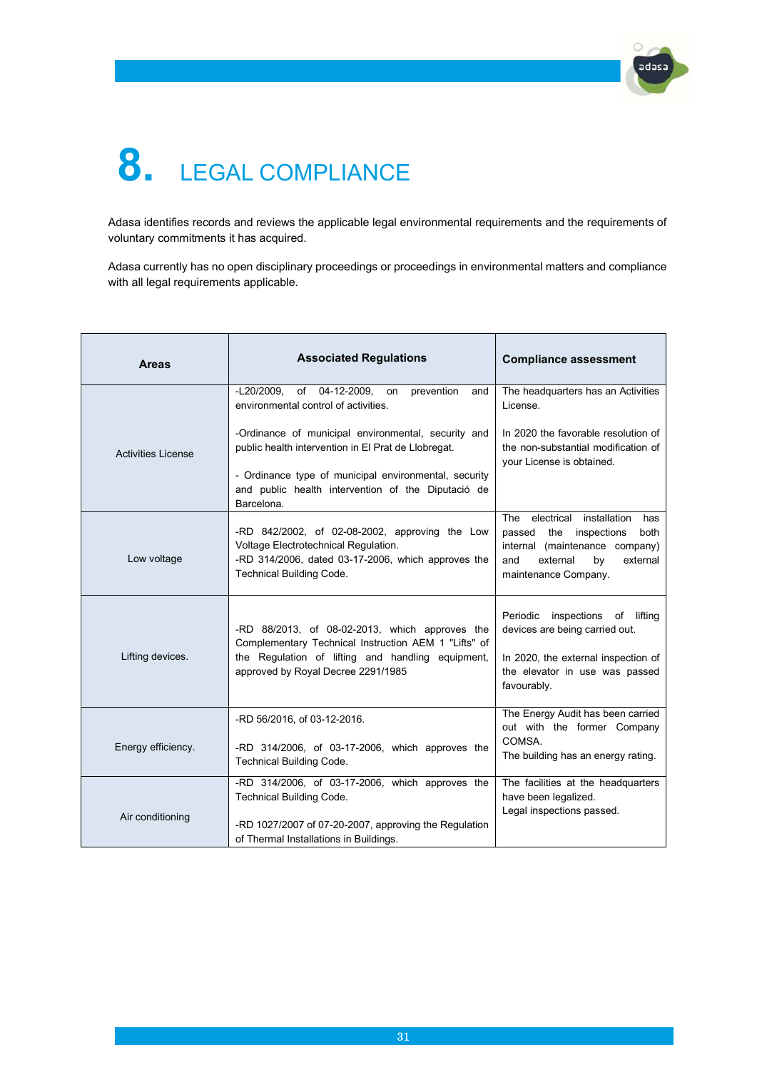# 8. LEGAL COMPLIANCE

Adasa identifies records and reviews the applicable legal environmental requirements and the requirements of voluntary commitments it has acquired.

Adasa currently has no open disciplinary proceedings or proceedings in environmental matters and compliance with all legal requirements applicable.

| Areas | Associated Regulations | Compliance assessment |
|---|---|---|
| Activities License | -L20/2009, of 04-12-2009, on prevention and environmental control of activities.<br><br>-Ordinance of municipal environmental, security and public health intervention in El Prat de Llobregat.<br><br>- Ordinance type of municipal environmental, security and public health intervention of the Diputació de Barcelona. | The headquarters has an Activities License.<br><br>In 2020 the favorable resolution of the non-substantial modification of your License is obtained. |
| Low voltage | -RD 842/2002, of 02-08-2002, approving the Low Voltage Electrotechnical Regulation.<br>-RD 314/2006, dated 03-17-2006, which approves the Technical Building Code. | The electrical installation has passed the inspections both internal (maintenance company) and external by external maintenance Company. |
| Lifting devices. | -RD 88/2013, of 08-02-2013, which approves the Complementary Technical Instruction AEM 1 "Lifts" of the Regulation of lifting and handling equipment, approved by Royal Decree 2291/1985 | Periodic inspections of lifting devices are being carried out.<br><br>In 2020, the external inspection of the elevator in use was passed favourably. |
| Energy efficiency. | -RD 56/2016, of 03-12-2016.<br><br>-RD 314/2006, of 03-17-2006, which approves the Technical Building Code. | The Energy Audit has been carried out with the former Company COMSA.<br>The building has an energy rating. |
| Air conditioning | -RD 314/2006, of 03-17-2006, which approves the Technical Building Code.<br><br>-RD 1027/2007 of 07-20-2007, approving the Regulation of Thermal Installations in Buildings. | The facilities at the headquarters have been legalized.<br>Legal inspections passed. |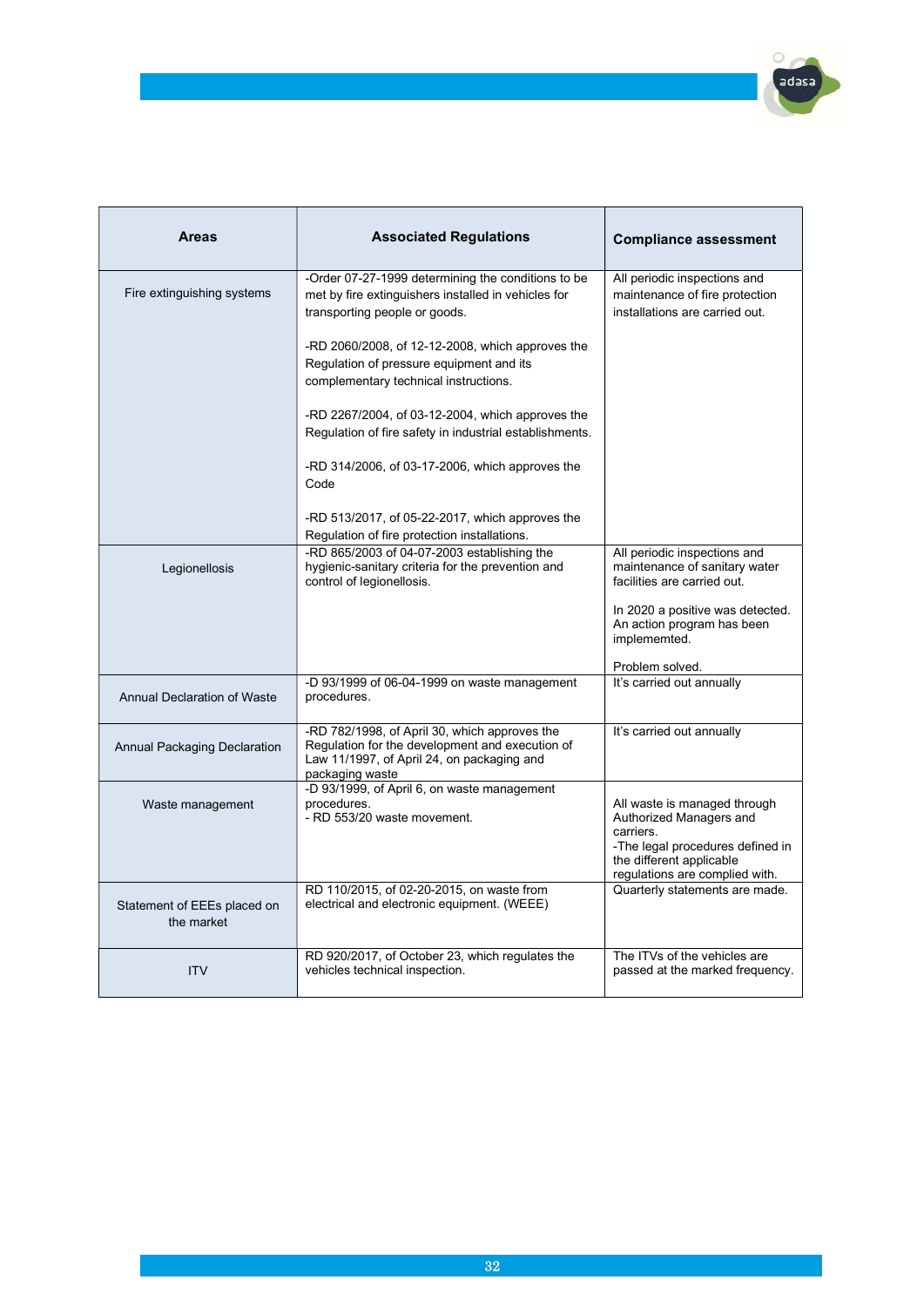| Areas | Associated Regulations | Compliance assessment |
|---|---|---|
| Fire extinguishing systems | -Order 07-27-1999 determining the conditions to be met by fire extinguishers installed in vehicles for transporting people or goods.<br><br>-RD 2060/2008, of 12-12-2008, which approves the Regulation of pressure equipment and its complementary technical instructions.<br><br>-RD 2267/2004, of 03-12-2004, which approves the Regulation of fire safety in industrial establishments.<br><br>-RD 314/2006, of 03-17-2006, which approves the Code<br><br>-RD 513/2017, of 05-22-2017, which approves the Regulation of fire protection installations. | All periodic inspections and maintenance of fire protection installations are carried out. |
| Legionellosis | -RD 865/2003 of 04-07-2003 establishing the hygienic-sanitary criteria for the prevention and control of legionellosis. | All periodic inspections and maintenance of sanitary water facilities are carried out.<br><br>In 2020 a positive was detected. An action program has been implememted.<br><br>Problem solved. |
| Annual Declaration of Waste | -D 93/1999 of 06-04-1999 on waste management procedures. | It's carried out annually |
| Annual Packaging Declaration | -RD 782/1998, of April 30, which approves the Regulation for the development and execution of Law 11/1997, of April 24, on packaging and packaging waste | It's carried out annually |
| Waste management | -D 93/1999, of April 6, on waste management procedures.<br>- RD 553/20 waste movement. | All waste is managed through Authorized Managers and carriers.<br>-The legal procedures defined in the different applicable regulations are complied with. |
| Statement of EEEs placed on the market | RD 110/2015, of 02-20-2015, on waste from electrical and electronic equipment. (WEEE) | Quarterly statements are made. |
| ITV | RD 920/2017, of October 23, which regulates the vehicles technical inspection. | The ITVs of the vehicles are passed at the marked frequency. |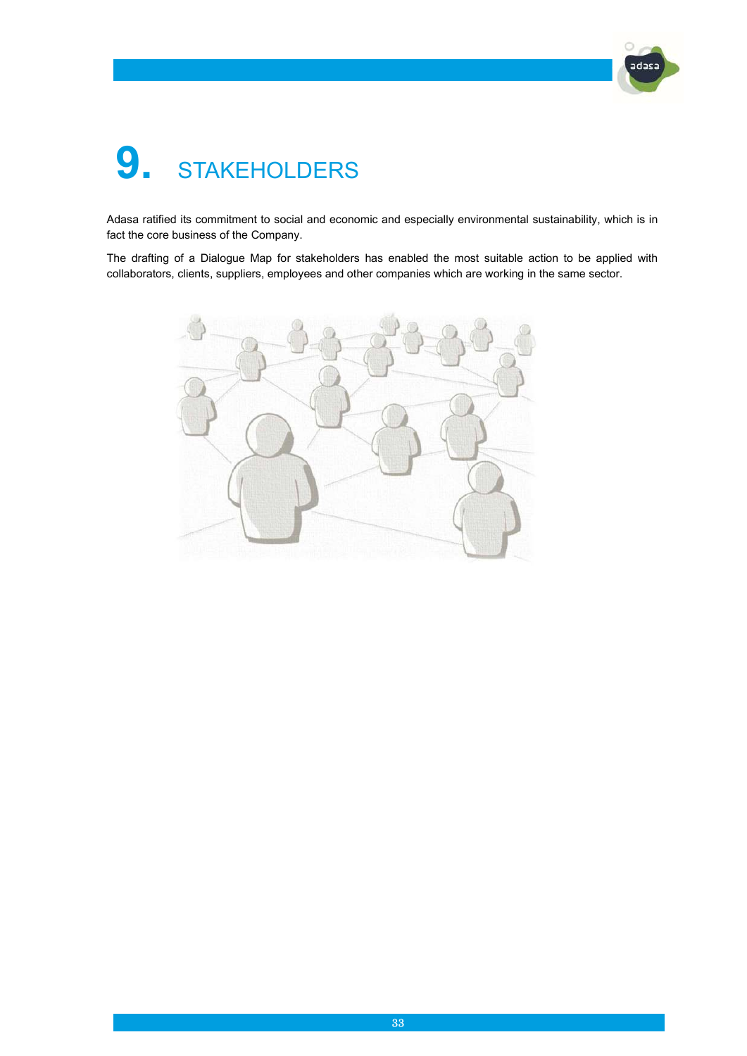# 9. STAKEHOLDERS

Adasa ratified its commitment to social and economic and especially environmental sustainability, which is in fact the core business of the Company.

The drafting of a Dialogue Map for stakeholders has enabled the most suitable action to be applied with collaborators, clients, suppliers, employees and other companies which are working in the same sector.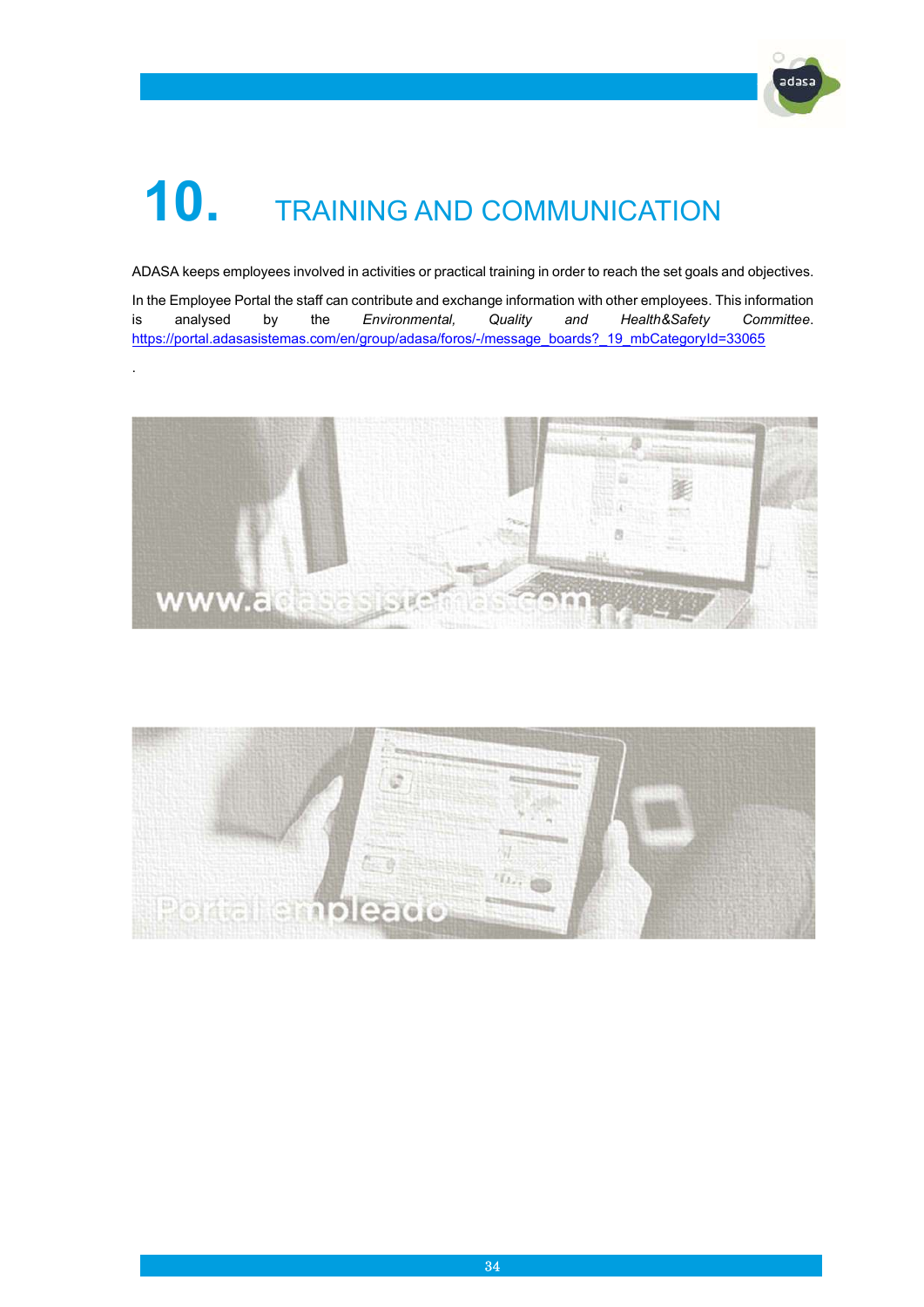# 10. TRAINING AND COMMUNICATION

ADASA keeps employees involved in activities or practical training in order to reach the set goals and objectives.

In the Employee Portal the staff can contribute and exchange information with other employees. This information is analysed by the *Environmental, Quality and Health&Safety Committee*. https://portal.adasasistemas.com/en/group/adasa/foros/-/message_boards?_19_mbCategoryId=33065

.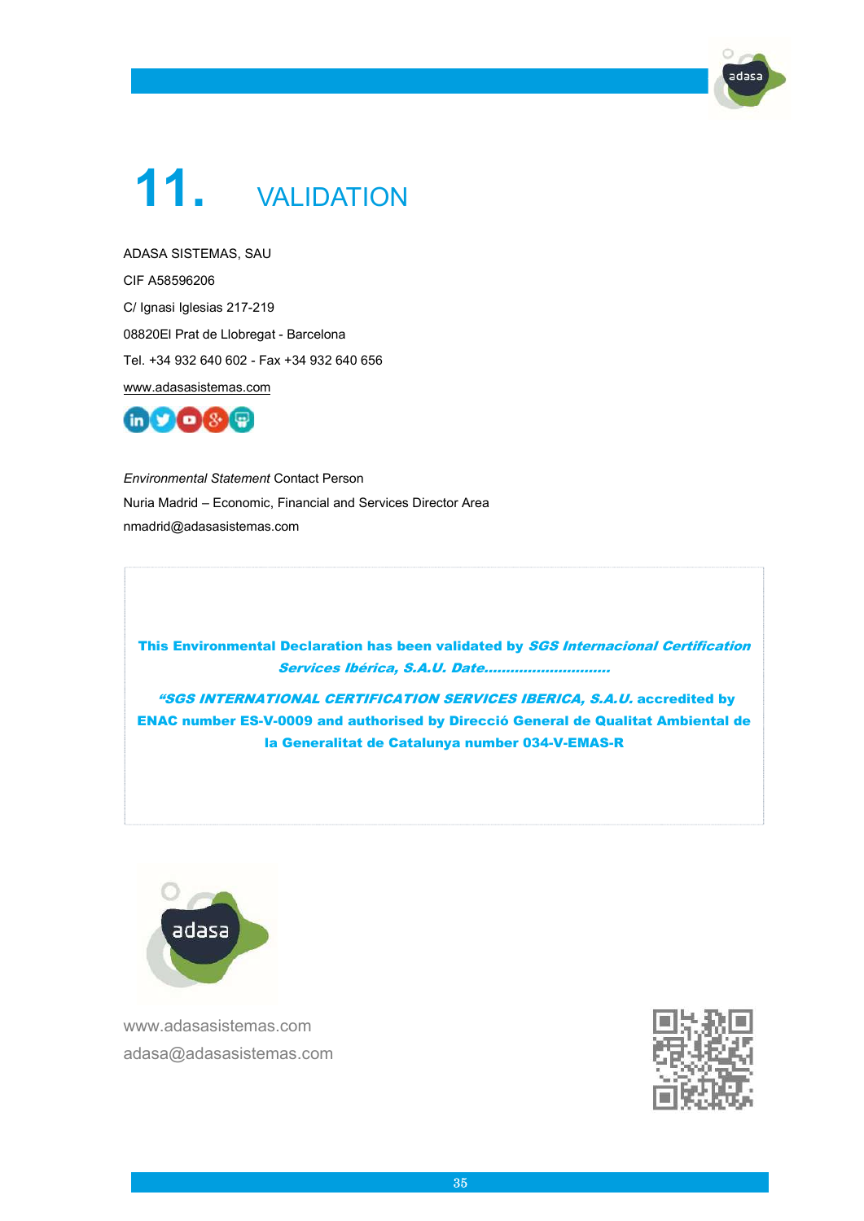# 11. VALIDATION

ADASA SISTEMAS, SAU

CIF A58596206

C/ Ignasi Iglesias 217-219

08820El Prat de Llobregat - Barcelona

Tel. +34 932 640 602 - Fax +34 932 640 656

www.adasasistemas.com

*Environmental Statement* Contact Person

Nuria Madrid – Economic, Financial and Services Director Area

nmadrid@adasasistemas.com

**This Environmental Declaration has been validated by *SGS Internacional Certification Services Ibérica, S.A.U. Date.............................***

***"SGS INTERNATIONAL CERTIFICATION SERVICES IBERICA, S.A.U.* accredited by ENAC number ES-V-0009 and authorised by Direcció General de Qualitat Ambiental de la Generalitat de Catalunya number 034-V-EMAS-R**

www.adasasistemas.com

adasa@adasasistemas.com